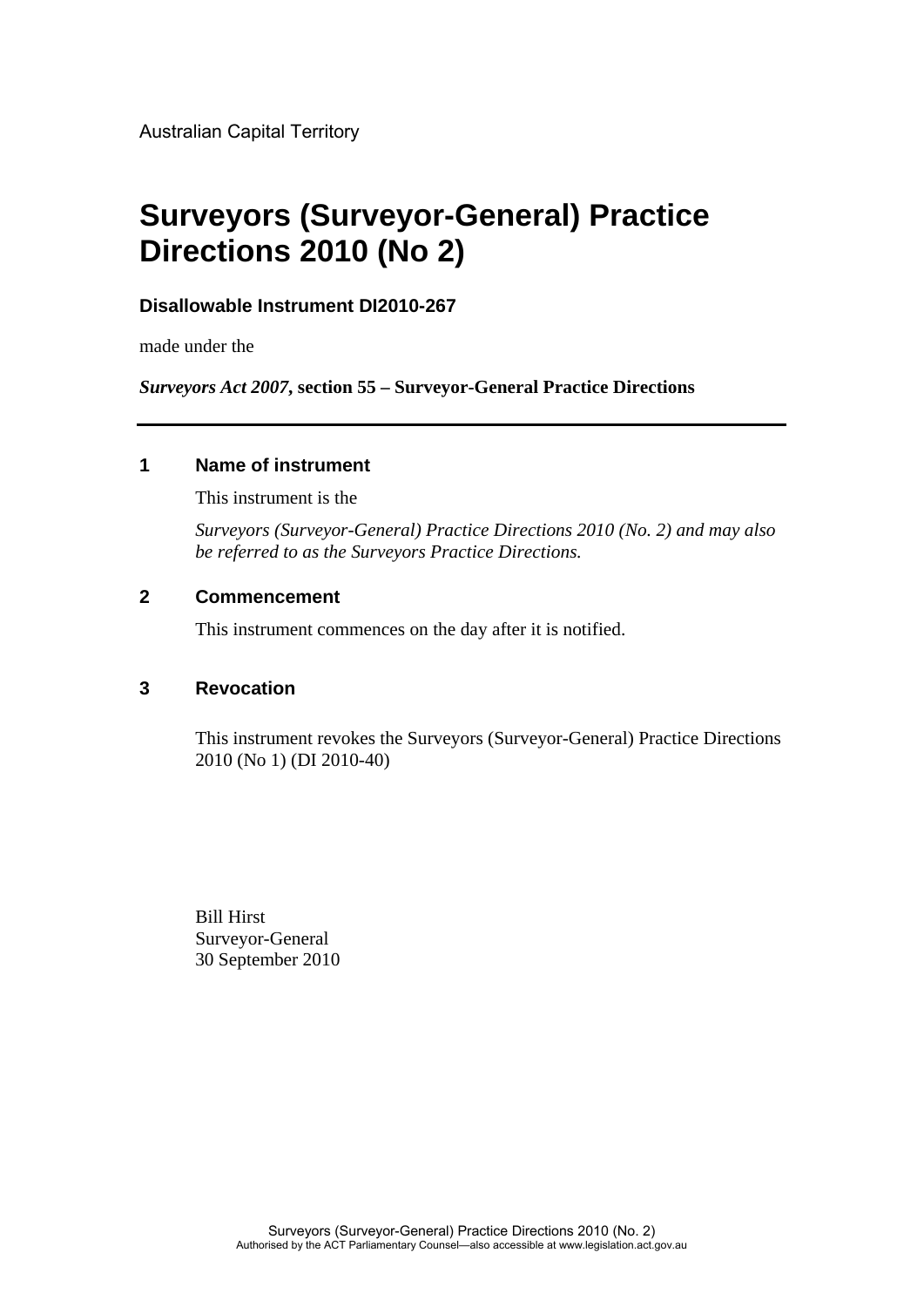Australian Capital Territory

# Surveyors (Surveyor-General) Practice Directions 2010 (No 2)

**Disallowable Instrument DI2010-267**

made under the

***Surveyors Act 2007*, section 55 – Surveyor-General Practice Directions**

---

## 1 Name of instrument

This instrument is the

*Surveyors (Surveyor-General) Practice Directions 2010 (No. 2) and may also be referred to as the Surveyors Practice Directions.*

## 2 Commencement

This instrument commences on the day after it is notified.

## 3 Revocation

This instrument revokes the Surveyors (Surveyor-General) Practice Directions 2010 (No 1) (DI 2010-40)

Bill Hirst
Surveyor-General
30 September 2010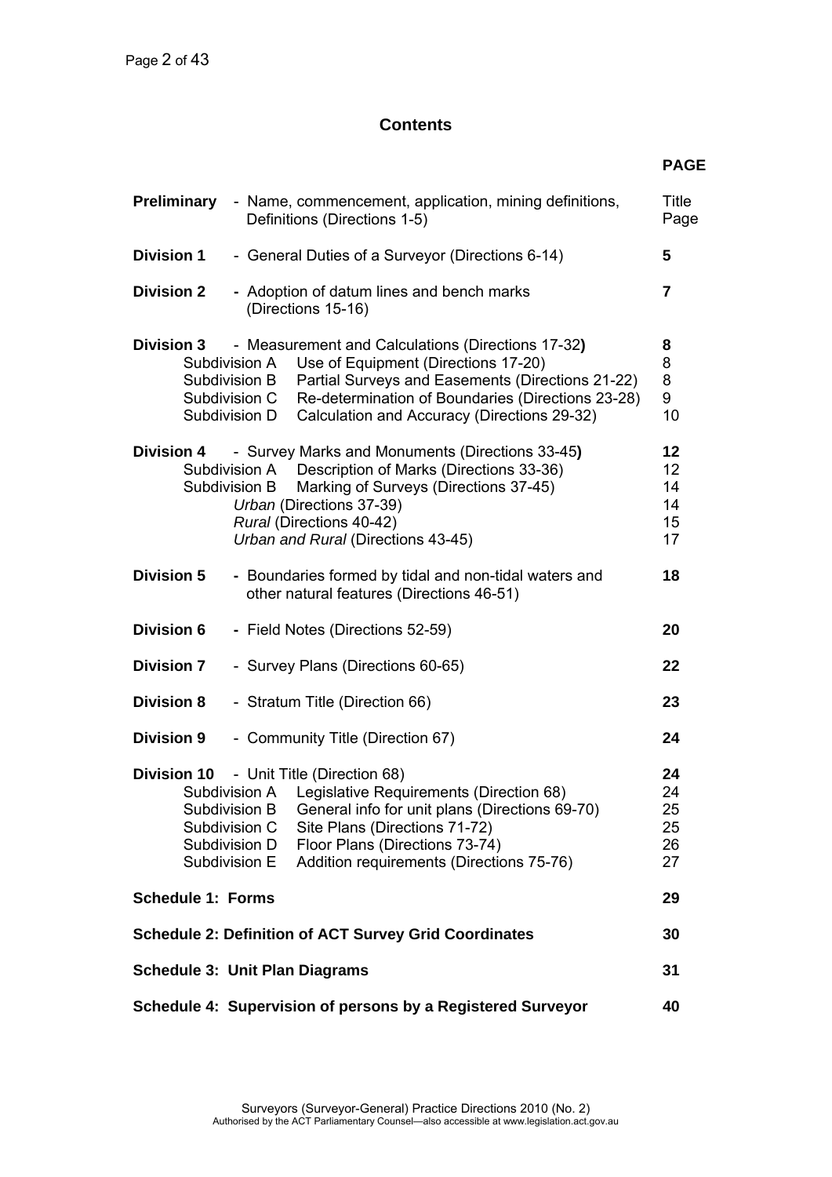## Contents

| | | PAGE |
|---|---|---|
| **Preliminary** | - Name, commencement, application, mining definitions, Definitions (Directions 1-5) | Title Page |
| **Division 1** | - General Duties of a Surveyor (Directions 6-14) | **5** |
| **Division 2** | **-** Adoption of datum lines and bench marks (Directions 15-16) | **7** |
| **Division 3** | - Measurement and Calculations (Directions 17-32**)** | **8** |
| | Subdivision A Use of Equipment (Directions 17-20) | 8 |
| | Subdivision B Partial Surveys and Easements (Directions 21-22) | 8 |
| | Subdivision C Re-determination of Boundaries (Directions 23-28) | 9 |
| | Subdivision D Calculation and Accuracy (Directions 29-32) | 10 |
| **Division 4** | - Survey Marks and Monuments (Directions 33-45**)** | **12** |
| | Subdivision A Description of Marks (Directions 33-36) | 12 |
| | Subdivision B Marking of Surveys (Directions 37-45) | 14 |
| | *Urban* (Directions 37-39) | 14 |
| | *Rural* (Directions 40-42) | 15 |
| | *Urban and Rural* (Directions 43-45) | 17 |
| **Division 5** | **-** Boundaries formed by tidal and non-tidal waters and other natural features (Directions 46-51) | **18** |
| **Division 6** | **-** Field Notes (Directions 52-59) | **20** |
| **Division 7** | - Survey Plans (Directions 60-65) | **22** |
| **Division 8** | - Stratum Title (Direction 66) | **23** |
| **Division 9** | - Community Title (Direction 67) | **24** |
| **Division 10** | - Unit Title (Direction 68) | **24** |
| | Subdivision A Legislative Requirements (Direction 68) | 24 |
| | Subdivision B General info for unit plans (Directions 69-70) | 25 |
| | Subdivision C Site Plans (Directions 71-72) | 25 |
| | Subdivision D Floor Plans (Directions 73-74) | 26 |
| | Subdivision E Addition requirements (Directions 75-76) | 27 |
| **Schedule 1: Forms** | | **29** |
| **Schedule 2: Definition of ACT Survey Grid Coordinates** | | **30** |
| **Schedule 3: Unit Plan Diagrams** | | **31** |
| **Schedule 4: Supervision of persons by a Registered Surveyor** | | **40** |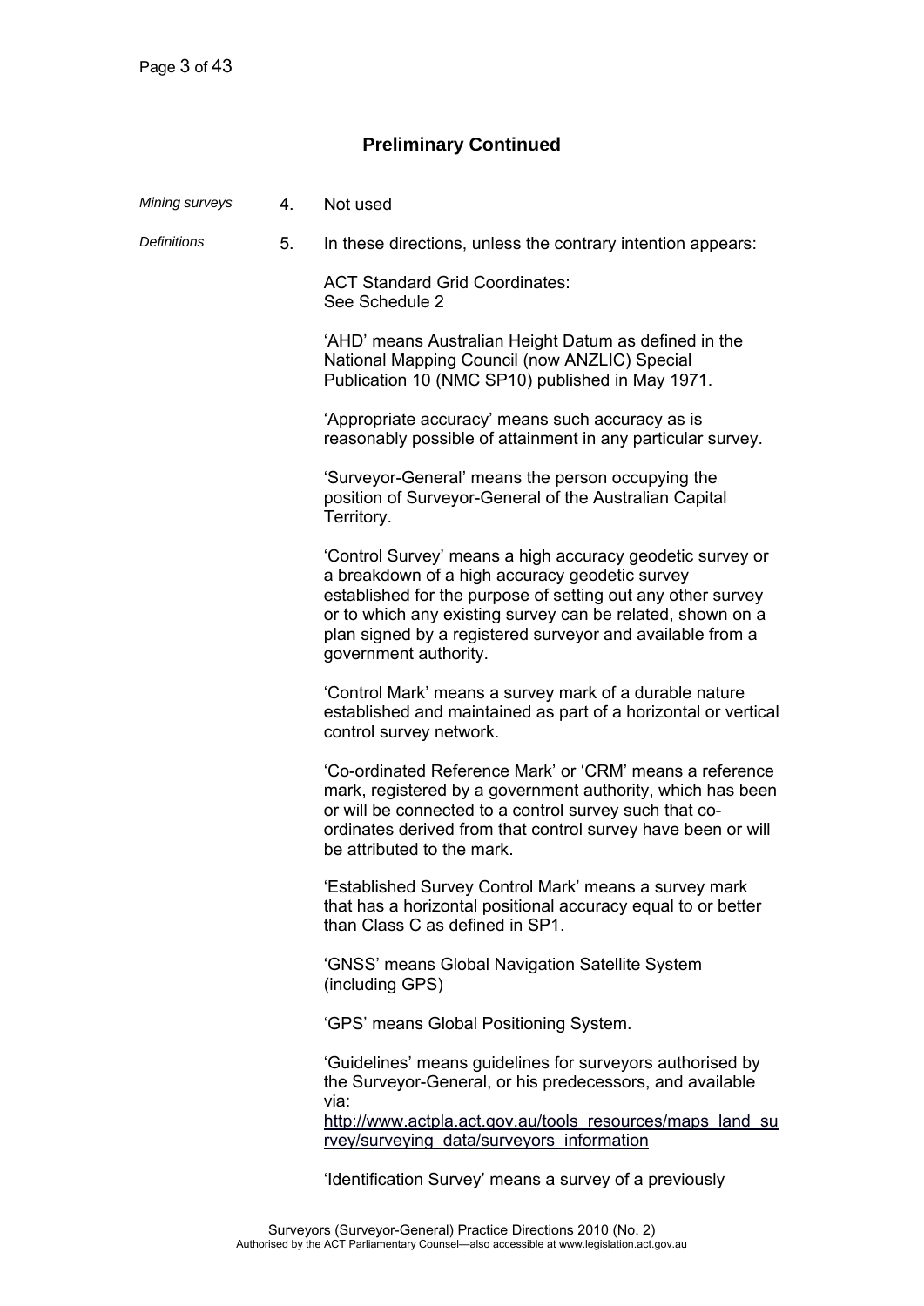## Preliminary Continued

*Mining surveys* 4. Not used

*Definitions* 5. In these directions, unless the contrary intention appears:

ACT Standard Grid Coordinates:
See Schedule 2

'AHD' means Australian Height Datum as defined in the National Mapping Council (now ANZLIC) Special Publication 10 (NMC SP10) published in May 1971.

'Appropriate accuracy' means such accuracy as is reasonably possible of attainment in any particular survey.

'Surveyor-General' means the person occupying the position of Surveyor-General of the Australian Capital Territory.

'Control Survey' means a high accuracy geodetic survey or a breakdown of a high accuracy geodetic survey established for the purpose of setting out any other survey or to which any existing survey can be related, shown on a plan signed by a registered surveyor and available from a government authority.

'Control Mark' means a survey mark of a durable nature established and maintained as part of a horizontal or vertical control survey network.

'Co-ordinated Reference Mark' or 'CRM' means a reference mark, registered by a government authority, which has been or will be connected to a control survey such that co-ordinates derived from that control survey have been or will be attributed to the mark.

'Established Survey Control Mark' means a survey mark that has a horizontal positional accuracy equal to or better than Class C as defined in SP1.

'GNSS' means Global Navigation Satellite System (including GPS)

'GPS' means Global Positioning System.

'Guidelines' means guidelines for surveyors authorised by the Surveyor-General, or his predecessors, and available via:
http://www.actpla.act.gov.au/tools_resources/maps_land_survey/surveying_data/surveyors_information

'Identification Survey' means a survey of a previously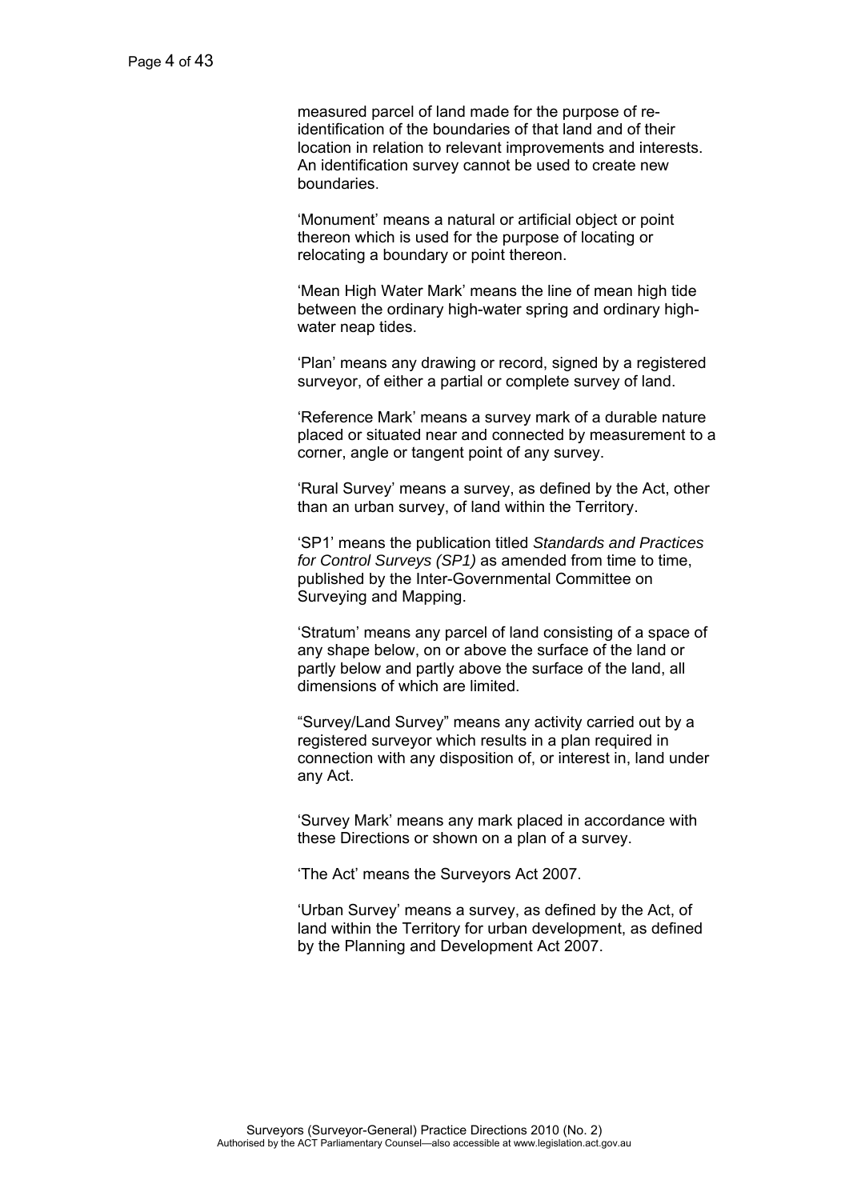measured parcel of land made for the purpose of re-identification of the boundaries of that land and of their location in relation to relevant improvements and interests. An identification survey cannot be used to create new boundaries.

'Monument' means a natural or artificial object or point thereon which is used for the purpose of locating or relocating a boundary or point thereon.

'Mean High Water Mark' means the line of mean high tide between the ordinary high-water spring and ordinary high-water neap tides.

'Plan' means any drawing or record, signed by a registered surveyor, of either a partial or complete survey of land.

'Reference Mark' means a survey mark of a durable nature placed or situated near and connected by measurement to a corner, angle or tangent point of any survey.

'Rural Survey' means a survey, as defined by the Act, other than an urban survey, of land within the Territory.

'SP1' means the publication titled *Standards and Practices for Control Surveys (SP1)* as amended from time to time, published by the Inter-Governmental Committee on Surveying and Mapping.

'Stratum' means any parcel of land consisting of a space of any shape below, on or above the surface of the land or partly below and partly above the surface of the land, all dimensions of which are limited.

"Survey/Land Survey" means any activity carried out by a registered surveyor which results in a plan required in connection with any disposition of, or interest in, land under any Act.

'Survey Mark' means any mark placed in accordance with these Directions or shown on a plan of a survey.

'The Act' means the Surveyors Act 2007.

'Urban Survey' means a survey, as defined by the Act, of land within the Territory for urban development, as defined by the Planning and Development Act 2007.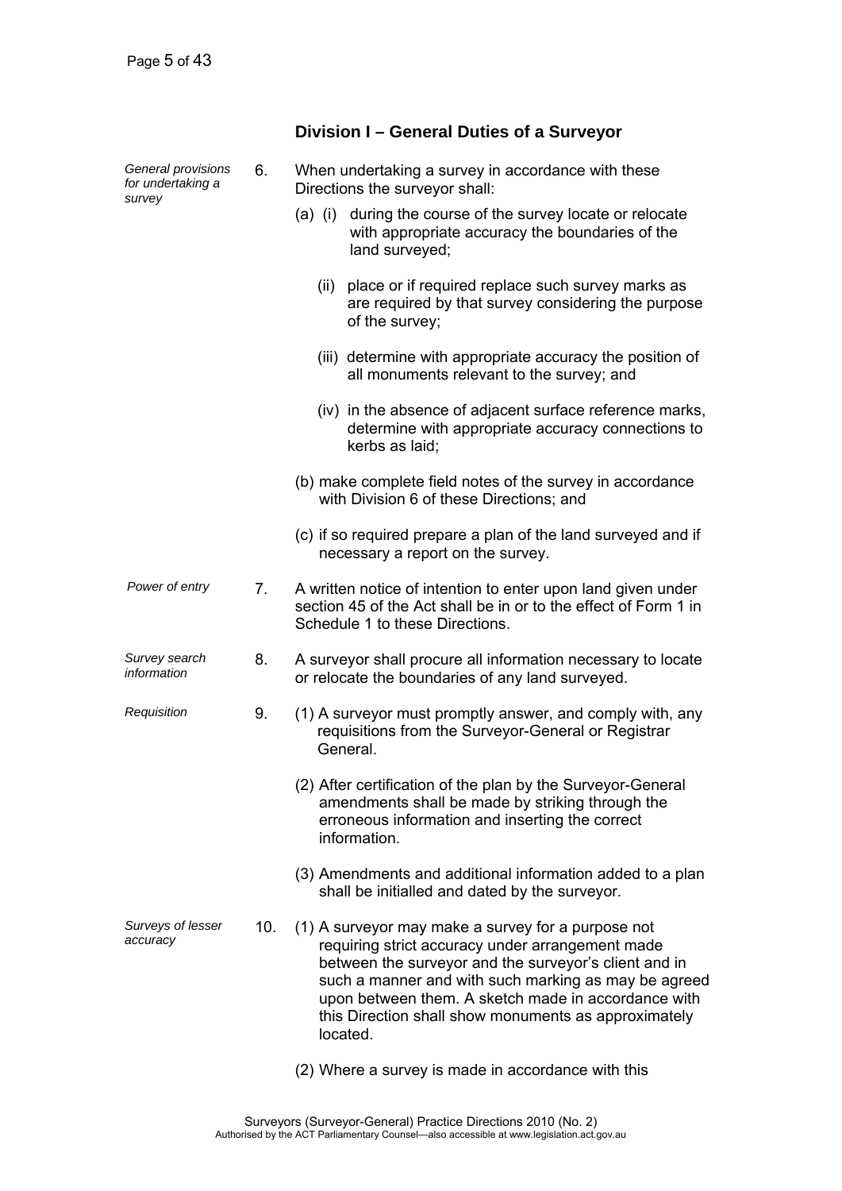## Division I – General Duties of a Surveyor

*General provisions for undertaking a survey*

6. When undertaking a survey in accordance with these Directions the surveyor shall:

   (a) (i) during the course of the survey locate or relocate with appropriate accuracy the boundaries of the land surveyed;

   (ii) place or if required replace such survey marks as are required by that survey considering the purpose of the survey;

   (iii) determine with appropriate accuracy the position of all monuments relevant to the survey; and

   (iv) in the absence of adjacent surface reference marks, determine with appropriate accuracy connections to kerbs as laid;

   (b) make complete field notes of the survey in accordance with Division 6 of these Directions; and

   (c) if so required prepare a plan of the land surveyed and if necessary a report on the survey.

*Power of entry*

7. A written notice of intention to enter upon land given under section 45 of the Act shall be in or to the effect of Form 1 in Schedule 1 to these Directions.

*Survey search information*

8. A surveyor shall procure all information necessary to locate or relocate the boundaries of any land surveyed.

*Requisition*

9. (1) A surveyor must promptly answer, and comply with, any requisitions from the Surveyor-General or Registrar General.

   (2) After certification of the plan by the Surveyor-General amendments shall be made by striking through the erroneous information and inserting the correct information.

   (3) Amendments and additional information added to a plan shall be initialled and dated by the surveyor.

*Surveys of lesser accuracy*

10. (1) A surveyor may make a survey for a purpose not requiring strict accuracy under arrangement made between the surveyor and the surveyor's client and in such a manner and with such marking as may be agreed upon between them. A sketch made in accordance with this Direction shall show monuments as approximately located.

   (2) Where a survey is made in accordance with this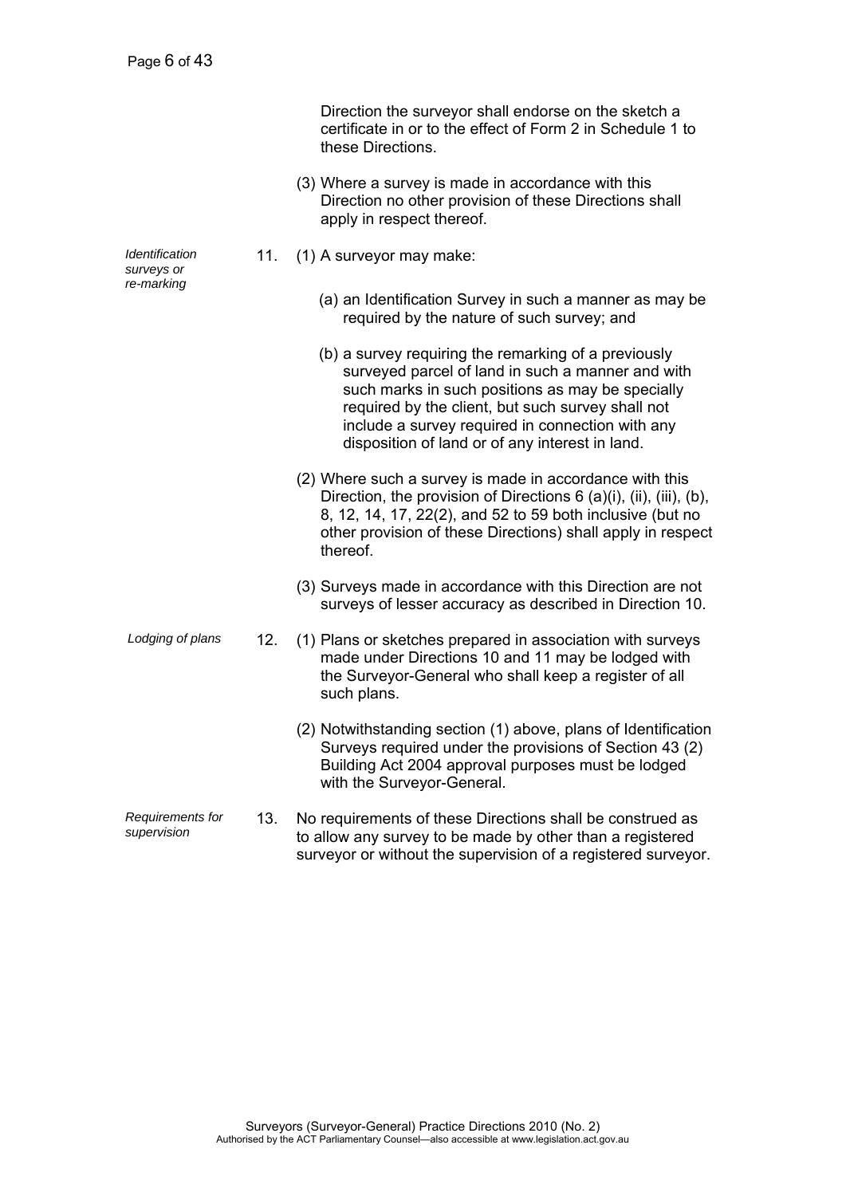Direction the surveyor shall endorse on the sketch a certificate in or to the effect of Form 2 in Schedule 1 to these Directions.

(3) Where a survey is made in accordance with this Direction no other provision of these Directions shall apply in respect thereof.

*Identification surveys or re-marking*

11. (1) A surveyor may make:

(a) an Identification Survey in such a manner as may be required by the nature of such survey; and

(b) a survey requiring the remarking of a previously surveyed parcel of land in such a manner and with such marks in such positions as may be specially required by the client, but such survey shall not include a survey required in connection with any disposition of land or of any interest in land.

(2) Where such a survey is made in accordance with this Direction, the provision of Directions 6 (a)(i), (ii), (iii), (b), 8, 12, 14, 17, 22(2), and 52 to 59 both inclusive (but no other provision of these Directions) shall apply in respect thereof.

(3) Surveys made in accordance with this Direction are not surveys of lesser accuracy as described in Direction 10.

*Lodging of plans*

12. (1) Plans or sketches prepared in association with surveys made under Directions 10 and 11 may be lodged with the Surveyor-General who shall keep a register of all such plans.

(2) Notwithstanding section (1) above, plans of Identification Surveys required under the provisions of Section 43 (2) Building Act 2004 approval purposes must be lodged with the Surveyor-General.

*Requirements for supervision*

13. No requirements of these Directions shall be construed as to allow any survey to be made by other than a registered surveyor or without the supervision of a registered surveyor.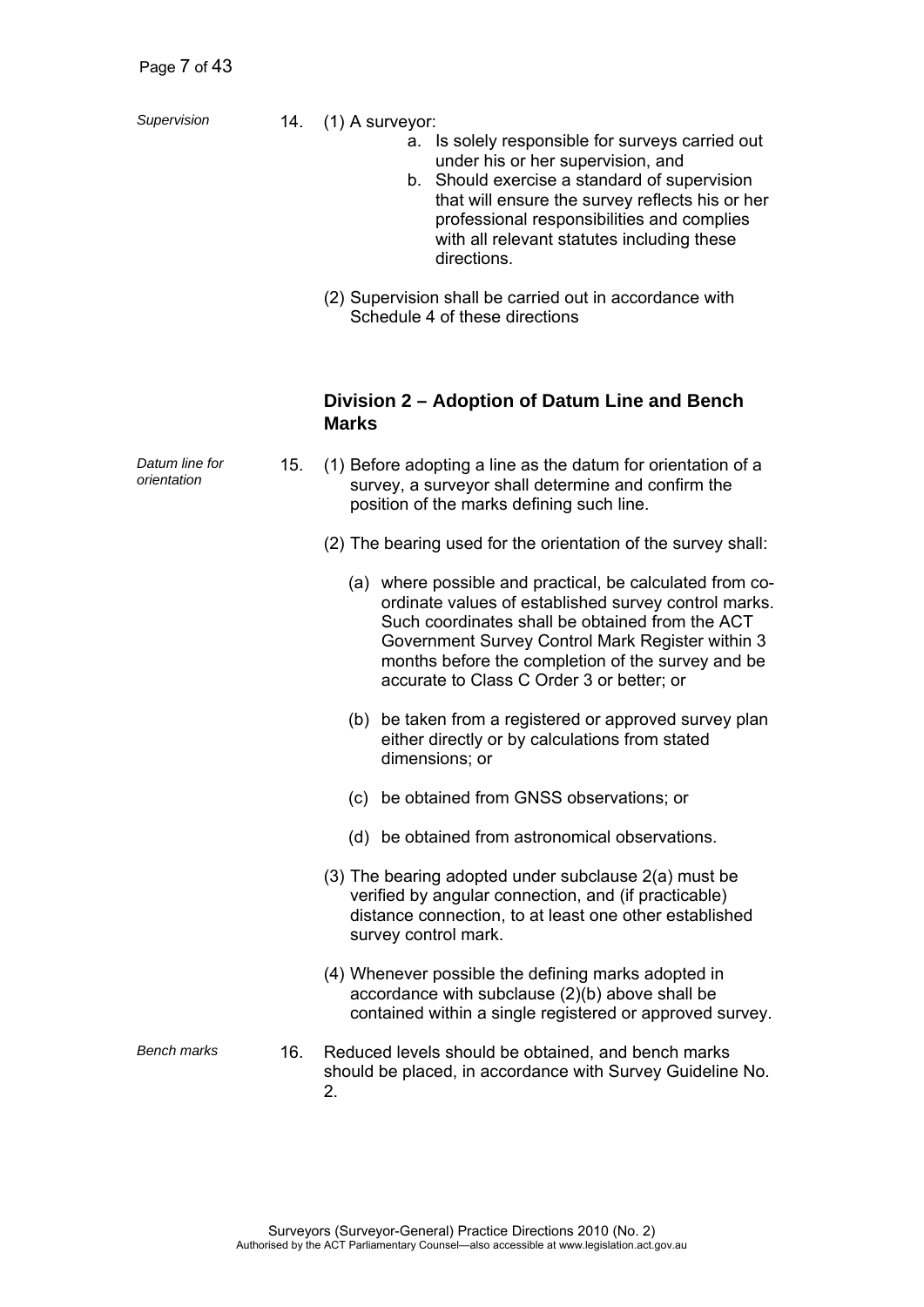*Supervision*

14. (1) A surveyor:

    a. Is solely responsible for surveys carried out under his or her supervision, and
    b. Should exercise a standard of supervision that will ensure the survey reflects his or her professional responsibilities and complies with all relevant statutes including these directions.

    (2) Supervision shall be carried out in accordance with Schedule 4 of these directions

## Division 2 – Adoption of Datum Line and Bench Marks

*Datum line for orientation*

15. (1) Before adopting a line as the datum for orientation of a survey, a surveyor shall determine and confirm the position of the marks defining such line.

    (2) The bearing used for the orientation of the survey shall:

    (a) where possible and practical, be calculated from co-ordinate values of established survey control marks. Such coordinates shall be obtained from the ACT Government Survey Control Mark Register within 3 months before the completion of the survey and be accurate to Class C Order 3 or better; or

    (b) be taken from a registered or approved survey plan either directly or by calculations from stated dimensions; or

    (c) be obtained from GNSS observations; or

    (d) be obtained from astronomical observations.

    (3) The bearing adopted under subclause 2(a) must be verified by angular connection, and (if practicable) distance connection, to at least one other established survey control mark.

    (4) Whenever possible the defining marks adopted in accordance with subclause (2)(b) above shall be contained within a single registered or approved survey.

*Bench marks*

16. Reduced levels should be obtained, and bench marks should be placed, in accordance with Survey Guideline No. 2.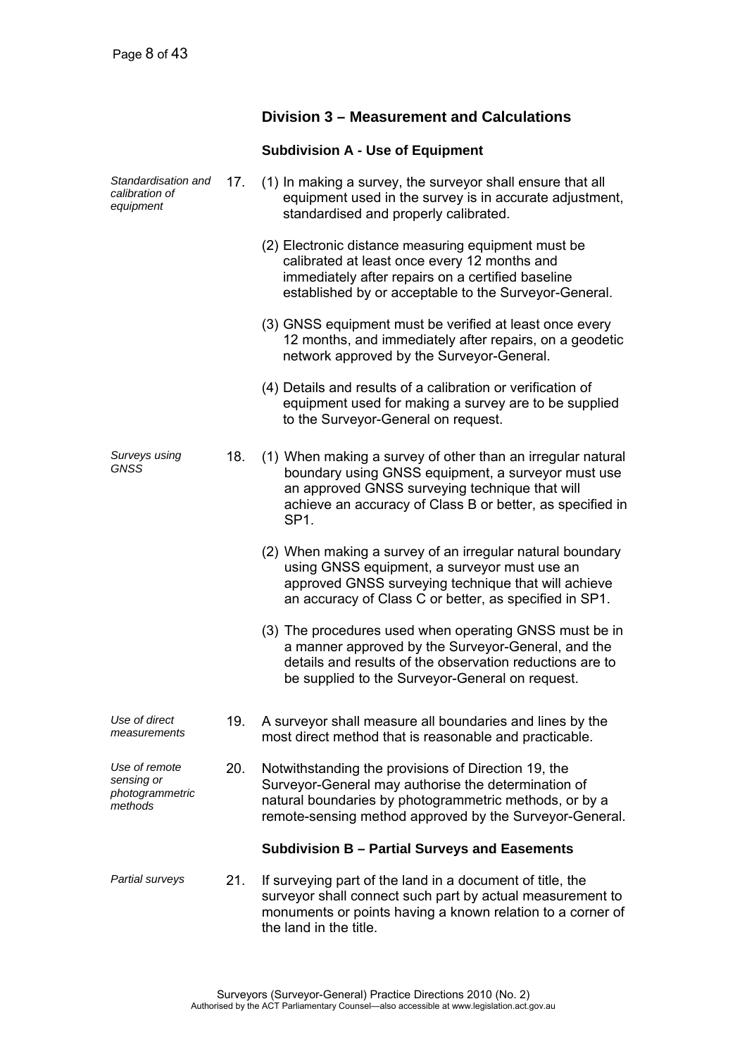## Division 3 – Measurement and Calculations

### Subdivision A - Use of Equipment

*Standardisation and calibration of equipment*

17. (1) In making a survey, the surveyor shall ensure that all equipment used in the survey is in accurate adjustment, standardised and properly calibrated.

(2) Electronic distance measuring equipment must be calibrated at least once every 12 months and immediately after repairs on a certified baseline established by or acceptable to the Surveyor-General.

(3) GNSS equipment must be verified at least once every 12 months, and immediately after repairs, on a geodetic network approved by the Surveyor-General.

(4) Details and results of a calibration or verification of equipment used for making a survey are to be supplied to the Surveyor-General on request.

*Surveys using GNSS*

18. (1) When making a survey of other than an irregular natural boundary using GNSS equipment, a surveyor must use an approved GNSS surveying technique that will achieve an accuracy of Class B or better, as specified in SP1.

(2) When making a survey of an irregular natural boundary using GNSS equipment, a surveyor must use an approved GNSS surveying technique that will achieve an accuracy of Class C or better, as specified in SP1.

(3) The procedures used when operating GNSS must be in a manner approved by the Surveyor-General, and the details and results of the observation reductions are to be supplied to the Surveyor-General on request.

*Use of direct measurements*

19. A surveyor shall measure all boundaries and lines by the most direct method that is reasonable and practicable.

*Use of remote sensing or photogrammetric methods*

20. Notwithstanding the provisions of Direction 19, the Surveyor-General may authorise the determination of natural boundaries by photogrammetric methods, or by a remote-sensing method approved by the Surveyor-General.

### Subdivision B – Partial Surveys and Easements

*Partial surveys*

21. If surveying part of the land in a document of title, the surveyor shall connect such part by actual measurement to monuments or points having a known relation to a corner of the land in the title.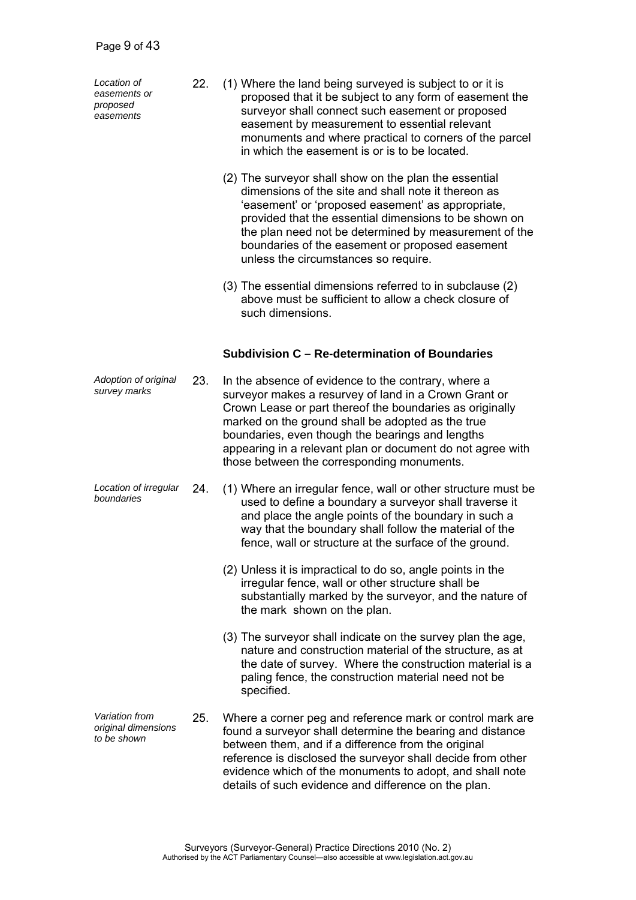*Location of easements or proposed easements*

22. (1) Where the land being surveyed is subject to or it is proposed that it be subject to any form of easement the surveyor shall connect such easement or proposed easement by measurement to essential relevant monuments and where practical to corners of the parcel in which the easement is or is to be located.

(2) The surveyor shall show on the plan the essential dimensions of the site and shall note it thereon as 'easement' or 'proposed easement' as appropriate, provided that the essential dimensions to be shown on the plan need not be determined by measurement of the boundaries of the easement or proposed easement unless the circumstances so require.

(3) The essential dimensions referred to in subclause (2) above must be sufficient to allow a check closure of such dimensions.

### Subdivision C – Re-determination of Boundaries

*Adoption of original survey marks*

23. In the absence of evidence to the contrary, where a surveyor makes a resurvey of land in a Crown Grant or Crown Lease or part thereof the boundaries as originally marked on the ground shall be adopted as the true boundaries, even though the bearings and lengths appearing in a relevant plan or document do not agree with those between the corresponding monuments.

*Location of irregular boundaries*

24. (1) Where an irregular fence, wall or other structure must be used to define a boundary a surveyor shall traverse it and place the angle points of the boundary in such a way that the boundary shall follow the material of the fence, wall or structure at the surface of the ground.

(2) Unless it is impractical to do so, angle points in the irregular fence, wall or other structure shall be substantially marked by the surveyor, and the nature of the mark shown on the plan.

(3) The surveyor shall indicate on the survey plan the age, nature and construction material of the structure, as at the date of survey. Where the construction material is a paling fence, the construction material need not be specified.

*Variation from original dimensions to be shown*

25. Where a corner peg and reference mark or control mark are found a surveyor shall determine the bearing and distance between them, and if a difference from the original reference is disclosed the surveyor shall decide from other evidence which of the monuments to adopt, and shall note details of such evidence and difference on the plan.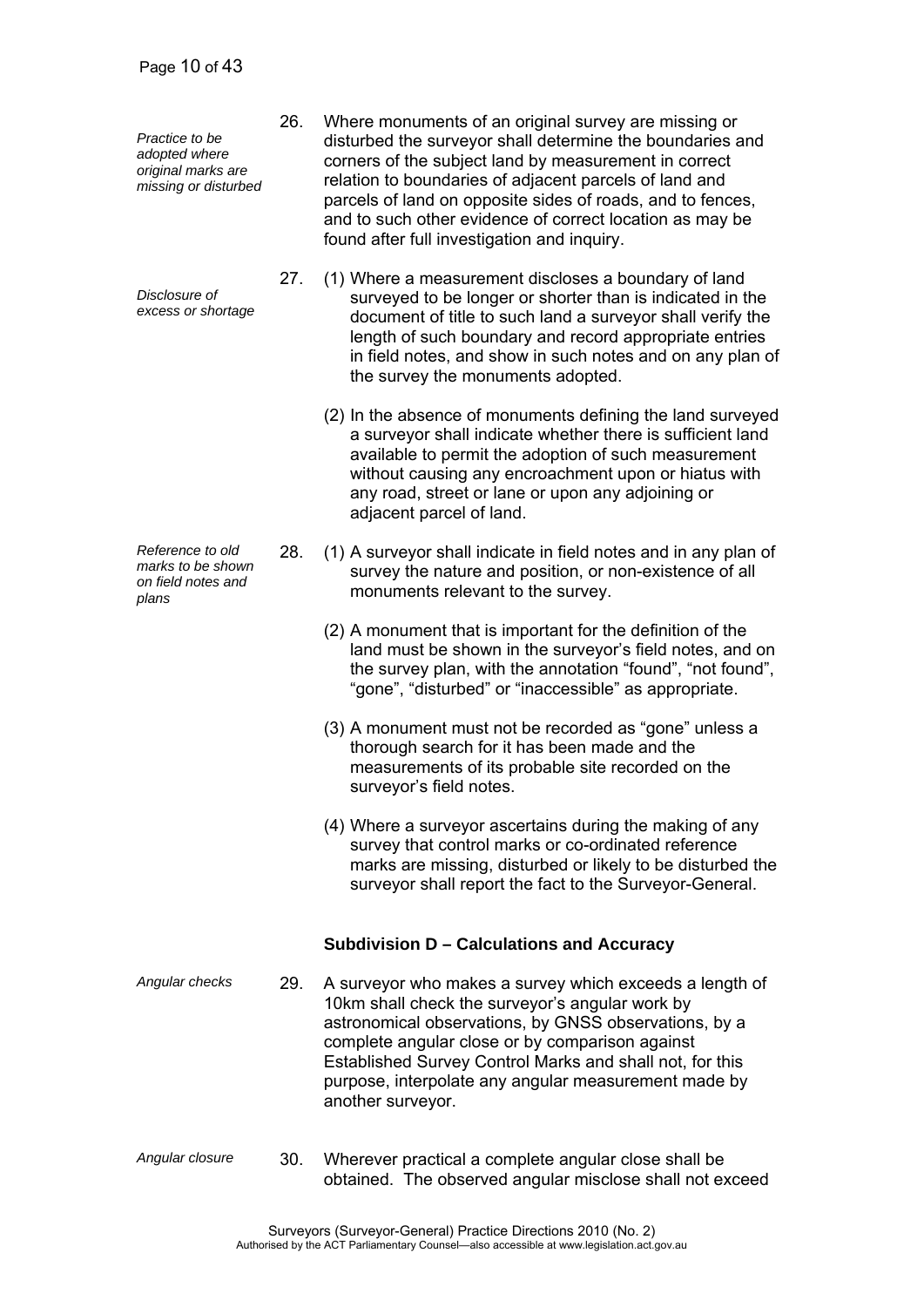*Practice to be adopted where original marks are missing or disturbed*

26. Where monuments of an original survey are missing or disturbed the surveyor shall determine the boundaries and corners of the subject land by measurement in correct relation to boundaries of adjacent parcels of land and parcels of land on opposite sides of roads, and to fences, and to such other evidence of correct location as may be found after full investigation and inquiry.

*Disclosure of excess or shortage*

27. (1) Where a measurement discloses a boundary of land surveyed to be longer or shorter than is indicated in the document of title to such land a surveyor shall verify the length of such boundary and record appropriate entries in field notes, and show in such notes and on any plan of the survey the monuments adopted.

(2) In the absence of monuments defining the land surveyed a surveyor shall indicate whether there is sufficient land available to permit the adoption of such measurement without causing any encroachment upon or hiatus with any road, street or lane or upon any adjoining or adjacent parcel of land.

*Reference to old marks to be shown on field notes and plans*

28. (1) A surveyor shall indicate in field notes and in any plan of survey the nature and position, or non-existence of all monuments relevant to the survey.

(2) A monument that is important for the definition of the land must be shown in the surveyor's field notes, and on the survey plan, with the annotation "found", "not found", "gone", "disturbed" or "inaccessible" as appropriate.

(3) A monument must not be recorded as "gone" unless a thorough search for it has been made and the measurements of its probable site recorded on the surveyor's field notes.

(4) Where a surveyor ascertains during the making of any survey that control marks or co-ordinated reference marks are missing, disturbed or likely to be disturbed the surveyor shall report the fact to the Surveyor-General.

### Subdivision D – Calculations and Accuracy

*Angular checks*

29. A surveyor who makes a survey which exceeds a length of 10km shall check the surveyor's angular work by astronomical observations, by GNSS observations, by a complete angular close or by comparison against Established Survey Control Marks and shall not, for this purpose, interpolate any angular measurement made by another surveyor.

*Angular closure*

30. Wherever practical a complete angular close shall be obtained. The observed angular misclose shall not exceed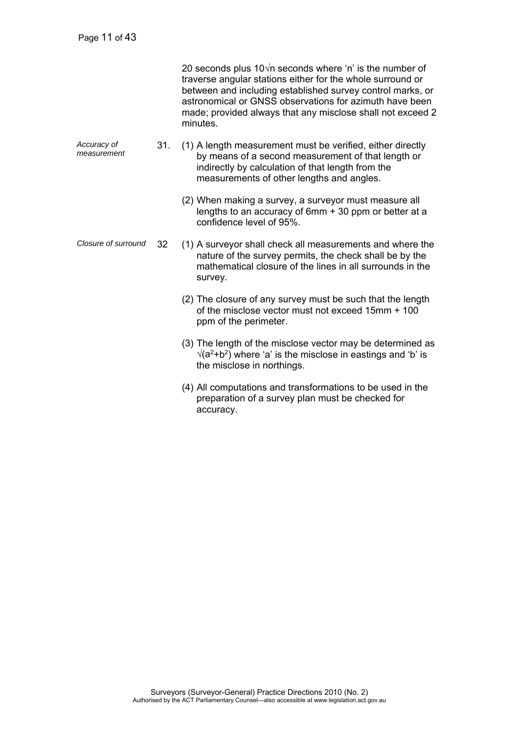20 seconds plus $10\sqrt{n}$ seconds where 'n' is the number of traverse angular stations either for the whole surround or between and including established survey control marks, or astronomical or GNSS observations for azimuth have been made; provided always that any misclose shall not exceed 2 minutes.

*Accuracy of measurement*

31. (1) A length measurement must be verified, either directly by means of a second measurement of that length or indirectly by calculation of that length from the measurements of other lengths and angles.

    (2) When making a survey, a surveyor must measure all lengths to an accuracy of 6mm + 30 ppm or better at a confidence level of 95%.

*Closure of surround*

32 (1) A surveyor shall check all measurements and where the nature of the survey permits, the check shall be by the mathematical closure of the lines in all surrounds in the survey.

   (2) The closure of any survey must be such that the length of the misclose vector must not exceed 15mm + 100 ppm of the perimeter.

   (3) The length of the misclose vector may be determined as $\sqrt{(a^2+b^2)}$ where 'a' is the misclose in eastings and 'b' is the misclose in northings.

   (4) All computations and transformations to be used in the preparation of a survey plan must be checked for accuracy.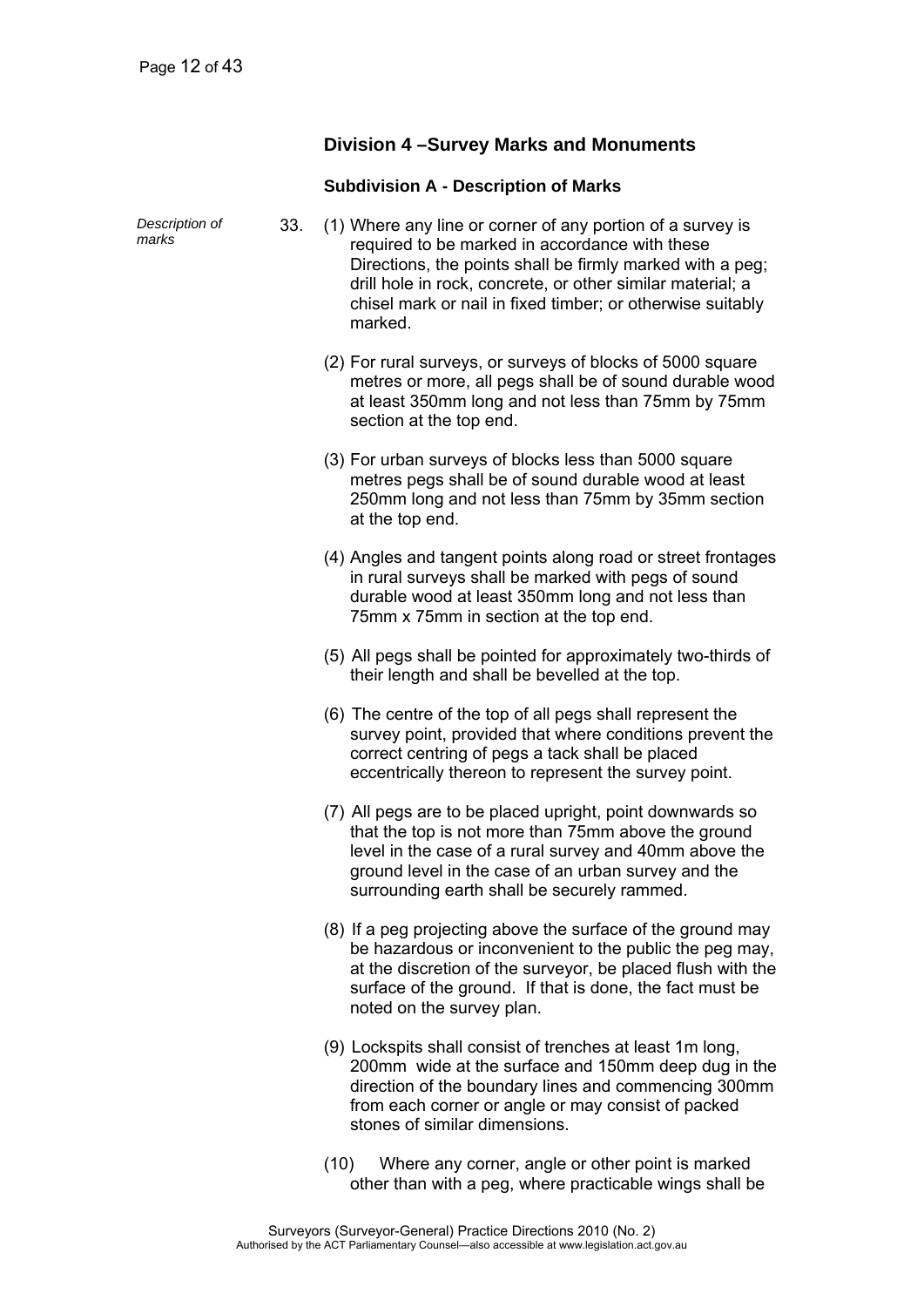## Division 4 –Survey Marks and Monuments

### Subdivision A - Description of Marks

*Description of marks*

33. (1) Where any line or corner of any portion of a survey is required to be marked in accordance with these Directions, the points shall be firmly marked with a peg; drill hole in rock, concrete, or other similar material; a chisel mark or nail in fixed timber; or otherwise suitably marked.

(2) For rural surveys, or surveys of blocks of 5000 square metres or more, all pegs shall be of sound durable wood at least 350mm long and not less than 75mm by 75mm section at the top end.

(3) For urban surveys of blocks less than 5000 square metres pegs shall be of sound durable wood at least 250mm long and not less than 75mm by 35mm section at the top end.

(4) Angles and tangent points along road or street frontages in rural surveys shall be marked with pegs of sound durable wood at least 350mm long and not less than 75mm x 75mm in section at the top end.

(5) All pegs shall be pointed for approximately two-thirds of their length and shall be bevelled at the top.

(6) The centre of the top of all pegs shall represent the survey point, provided that where conditions prevent the correct centring of pegs a tack shall be placed eccentrically thereon to represent the survey point.

(7) All pegs are to be placed upright, point downwards so that the top is not more than 75mm above the ground level in the case of a rural survey and 40mm above the ground level in the case of an urban survey and the surrounding earth shall be securely rammed.

(8) If a peg projecting above the surface of the ground may be hazardous or inconvenient to the public the peg may, at the discretion of the surveyor, be placed flush with the surface of the ground. If that is done, the fact must be noted on the survey plan.

(9) Lockspits shall consist of trenches at least 1m long, 200mm wide at the surface and 150mm deep dug in the direction of the boundary lines and commencing 300mm from each corner or angle or may consist of packed stones of similar dimensions.

(10) Where any corner, angle or other point is marked other than with a peg, where practicable wings shall be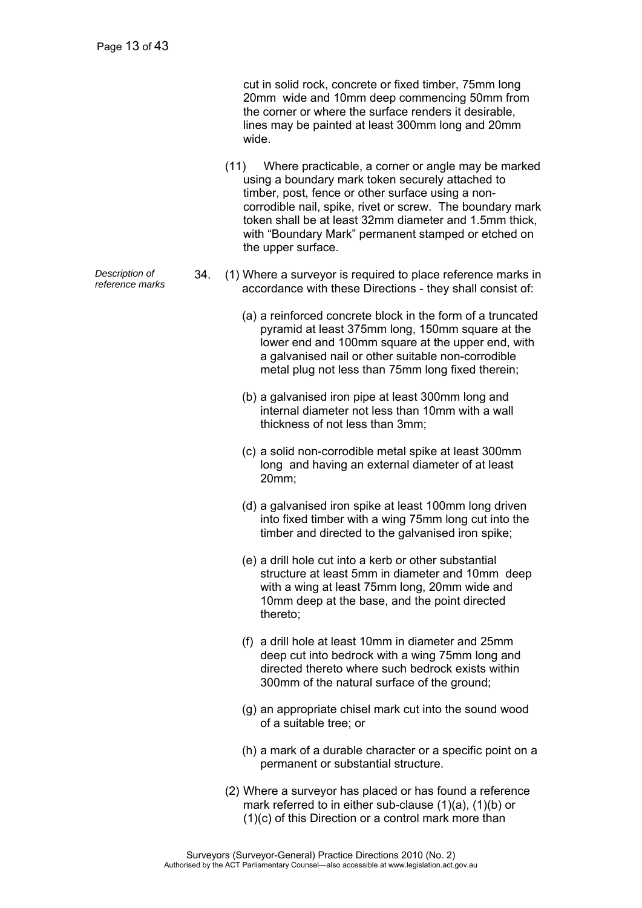cut in solid rock, concrete or fixed timber, 75mm long 20mm wide and 10mm deep commencing 50mm from the corner or where the surface renders it desirable, lines may be painted at least 300mm long and 20mm wide.

(11) Where practicable, a corner or angle may be marked using a boundary mark token securely attached to timber, post, fence or other surface using a non-corrodible nail, spike, rivet or screw. The boundary mark token shall be at least 32mm diameter and 1.5mm thick, with "Boundary Mark" permanent stamped or etched on the upper surface.

*Description of reference marks*

34. (1) Where a surveyor is required to place reference marks in accordance with these Directions - they shall consist of:

(a) a reinforced concrete block in the form of a truncated pyramid at least 375mm long, 150mm square at the lower end and 100mm square at the upper end, with a galvanised nail or other suitable non-corrodible metal plug not less than 75mm long fixed therein;

(b) a galvanised iron pipe at least 300mm long and internal diameter not less than 10mm with a wall thickness of not less than 3mm;

(c) a solid non-corrodible metal spike at least 300mm long and having an external diameter of at least 20mm;

(d) a galvanised iron spike at least 100mm long driven into fixed timber with a wing 75mm long cut into the timber and directed to the galvanised iron spike;

(e) a drill hole cut into a kerb or other substantial structure at least 5mm in diameter and 10mm deep with a wing at least 75mm long, 20mm wide and 10mm deep at the base, and the point directed thereto;

(f) a drill hole at least 10mm in diameter and 25mm deep cut into bedrock with a wing 75mm long and directed thereto where such bedrock exists within 300mm of the natural surface of the ground;

(g) an appropriate chisel mark cut into the sound wood of a suitable tree; or

(h) a mark of a durable character or a specific point on a permanent or substantial structure.

(2) Where a surveyor has placed or has found a reference mark referred to in either sub-clause (1)(a), (1)(b) or (1)(c) of this Direction or a control mark more than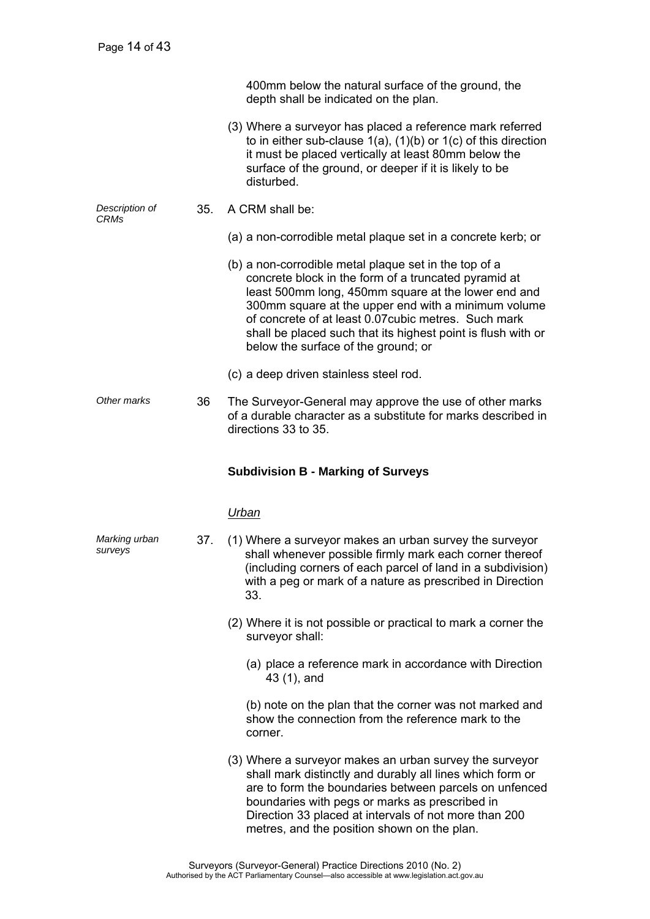400mm below the natural surface of the ground, the depth shall be indicated on the plan.

(3) Where a surveyor has placed a reference mark referred to in either sub-clause 1(a), (1)(b) or 1(c) of this direction it must be placed vertically at least 80mm below the surface of the ground, or deeper if it is likely to be disturbed.

*Description of CRMs*

35. A CRM shall be:

(a) a non-corrodible metal plaque set in a concrete kerb; or

(b) a non-corrodible metal plaque set in the top of a concrete block in the form of a truncated pyramid at least 500mm long, 450mm square at the lower end and 300mm square at the upper end with a minimum volume of concrete of at least 0.07cubic metres. Such mark shall be placed such that its highest point is flush with or below the surface of the ground; or

(c) a deep driven stainless steel rod.

*Other marks*

36 The Surveyor-General may approve the use of other marks of a durable character as a substitute for marks described in directions 33 to 35.

### Subdivision B - Marking of Surveys

*Urban*

*Marking urban surveys*

37. (1) Where a surveyor makes an urban survey the surveyor shall whenever possible firmly mark each corner thereof (including corners of each parcel of land in a subdivision) with a peg or mark of a nature as prescribed in Direction 33.

(2) Where it is not possible or practical to mark a corner the surveyor shall:

(a) place a reference mark in accordance with Direction 43 (1), and

(b) note on the plan that the corner was not marked and show the connection from the reference mark to the corner.

(3) Where a surveyor makes an urban survey the surveyor shall mark distinctly and durably all lines which form or are to form the boundaries between parcels on unfenced boundaries with pegs or marks as prescribed in Direction 33 placed at intervals of not more than 200 metres, and the position shown on the plan.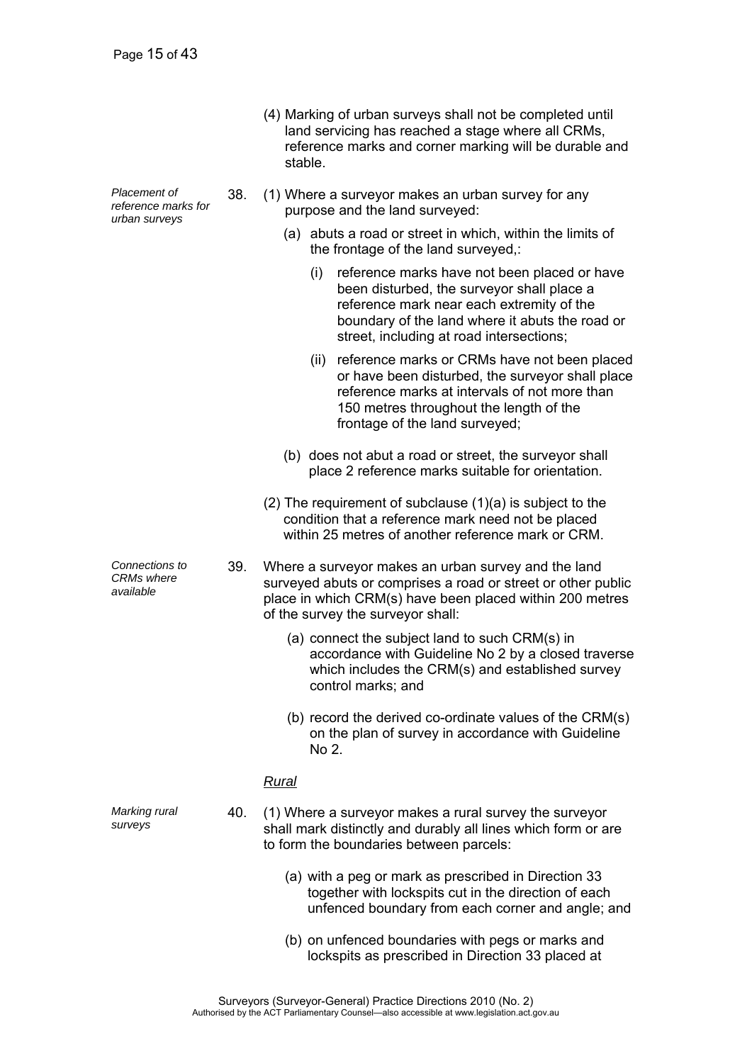(4) Marking of urban surveys shall not be completed until land servicing has reached a stage where all CRMs, reference marks and corner marking will be durable and stable.

*Placement of reference marks for urban surveys*

38. (1) Where a surveyor makes an urban survey for any purpose and the land surveyed:

(a) abuts a road or street in which, within the limits of the frontage of the land surveyed,:

(i) reference marks have not been placed or have been disturbed, the surveyor shall place a reference mark near each extremity of the boundary of the land where it abuts the road or street, including at road intersections;

(ii) reference marks or CRMs have not been placed or have been disturbed, the surveyor shall place reference marks at intervals of not more than 150 metres throughout the length of the frontage of the land surveyed;

(b) does not abut a road or street, the surveyor shall place 2 reference marks suitable for orientation.

(2) The requirement of subclause (1)(a) is subject to the condition that a reference mark need not be placed within 25 metres of another reference mark or CRM.

*Connections to CRMs where available*

39. Where a surveyor makes an urban survey and the land surveyed abuts or comprises a road or street or other public place in which CRM(s) have been placed within 200 metres of the survey the surveyor shall:

(a) connect the subject land to such CRM(s) in accordance with Guideline No 2 by a closed traverse which includes the CRM(s) and established survey control marks; and

(b) record the derived co-ordinate values of the CRM(s) on the plan of survey in accordance with Guideline No 2.

*Rural*

*Marking rural surveys*

40. (1) Where a surveyor makes a rural survey the surveyor shall mark distinctly and durably all lines which form or are to form the boundaries between parcels:

(a) with a peg or mark as prescribed in Direction 33 together with lockspits cut in the direction of each unfenced boundary from each corner and angle; and

(b) on unfenced boundaries with pegs or marks and lockspits as prescribed in Direction 33 placed at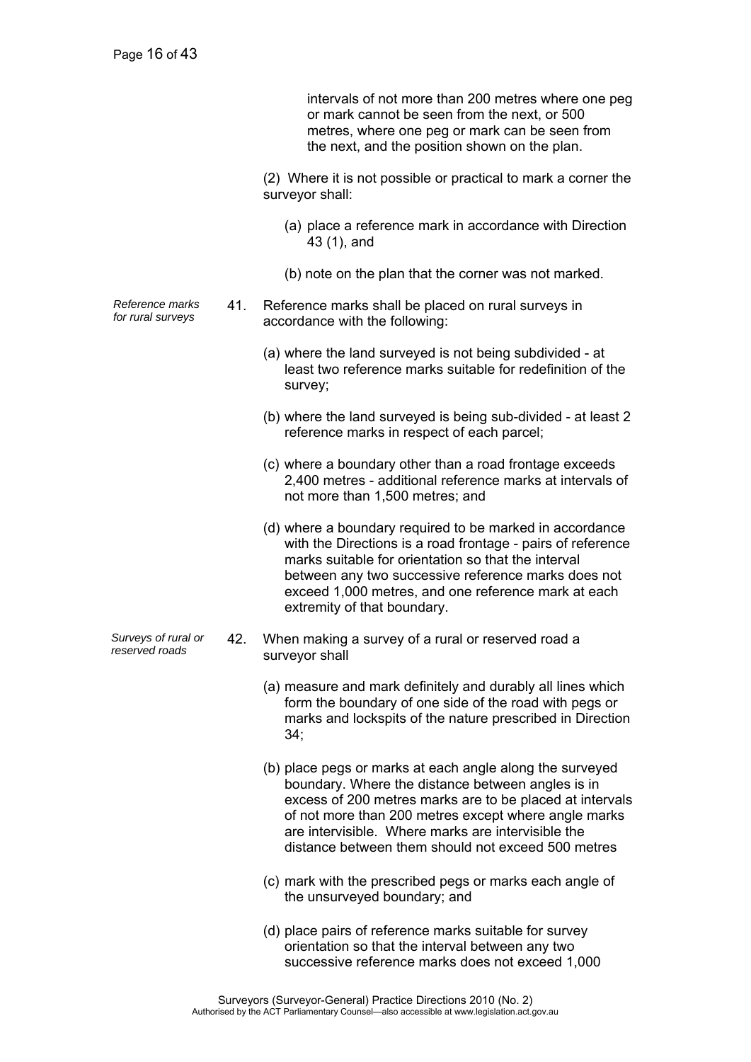intervals of not more than 200 metres where one peg or mark cannot be seen from the next, or 500 metres, where one peg or mark can be seen from the next, and the position shown on the plan.

(2) Where it is not possible or practical to mark a corner the surveyor shall:

(a) place a reference mark in accordance with Direction 43 (1), and

(b) note on the plan that the corner was not marked.

*Reference marks for rural surveys*

41. Reference marks shall be placed on rural surveys in accordance with the following:

(a) where the land surveyed is not being subdivided - at least two reference marks suitable for redefinition of the survey;

(b) where the land surveyed is being sub-divided - at least 2 reference marks in respect of each parcel;

(c) where a boundary other than a road frontage exceeds 2,400 metres - additional reference marks at intervals of not more than 1,500 metres; and

(d) where a boundary required to be marked in accordance with the Directions is a road frontage - pairs of reference marks suitable for orientation so that the interval between any two successive reference marks does not exceed 1,000 metres, and one reference mark at each extremity of that boundary.

*Surveys of rural or reserved roads*

42. When making a survey of a rural or reserved road a surveyor shall

(a) measure and mark definitely and durably all lines which form the boundary of one side of the road with pegs or marks and lockspits of the nature prescribed in Direction 34;

(b) place pegs or marks at each angle along the surveyed boundary. Where the distance between angles is in excess of 200 metres marks are to be placed at intervals of not more than 200 metres except where angle marks are intervisible. Where marks are intervisible the distance between them should not exceed 500 metres

(c) mark with the prescribed pegs or marks each angle of the unsurveyed boundary; and

(d) place pairs of reference marks suitable for survey orientation so that the interval between any two successive reference marks does not exceed 1,000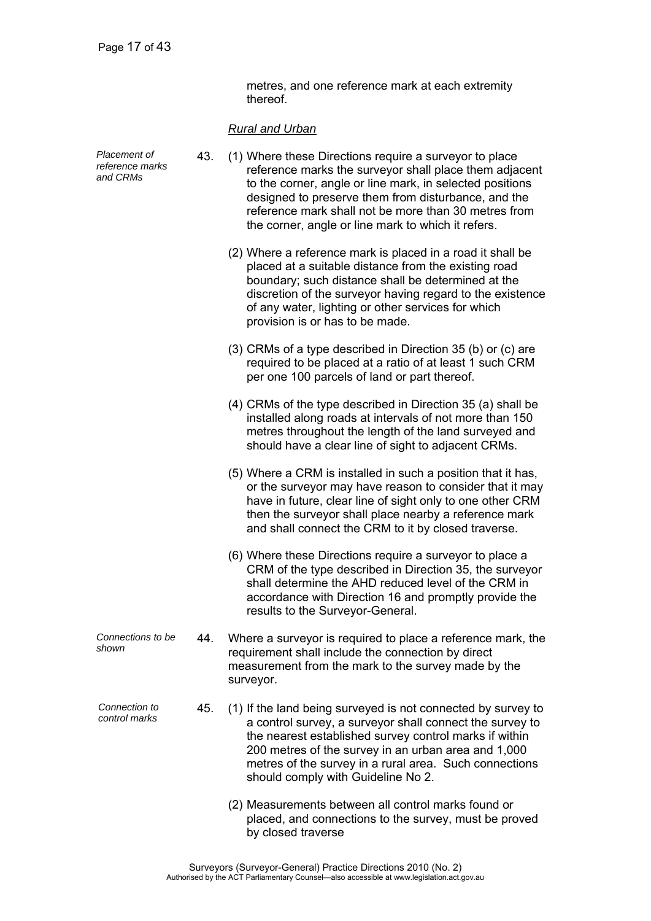metres, and one reference mark at each extremity thereof.

*Rural and Urban*

*Placement of reference marks and CRMs*

43. (1) Where these Directions require a surveyor to place reference marks the surveyor shall place them adjacent to the corner, angle or line mark, in selected positions designed to preserve them from disturbance, and the reference mark shall not be more than 30 metres from the corner, angle or line mark to which it refers.

(2) Where a reference mark is placed in a road it shall be placed at a suitable distance from the existing road boundary; such distance shall be determined at the discretion of the surveyor having regard to the existence of any water, lighting or other services for which provision is or has to be made.

(3) CRMs of a type described in Direction 35 (b) or (c) are required to be placed at a ratio of at least 1 such CRM per one 100 parcels of land or part thereof.

(4) CRMs of the type described in Direction 35 (a) shall be installed along roads at intervals of not more than 150 metres throughout the length of the land surveyed and should have a clear line of sight to adjacent CRMs.

(5) Where a CRM is installed in such a position that it has, or the surveyor may have reason to consider that it may have in future, clear line of sight only to one other CRM then the surveyor shall place nearby a reference mark and shall connect the CRM to it by closed traverse.

(6) Where these Directions require a surveyor to place a CRM of the type described in Direction 35, the surveyor shall determine the AHD reduced level of the CRM in accordance with Direction 16 and promptly provide the results to the Surveyor-General.

*Connections to be shown*

44. Where a surveyor is required to place a reference mark, the requirement shall include the connection by direct measurement from the mark to the survey made by the surveyor.

*Connection to control marks*

45. (1) If the land being surveyed is not connected by survey to a control survey, a surveyor shall connect the survey to the nearest established survey control marks if within 200 metres of the survey in an urban area and 1,000 metres of the survey in a rural area. Such connections should comply with Guideline No 2.

(2) Measurements between all control marks found or placed, and connections to the survey, must be proved by closed traverse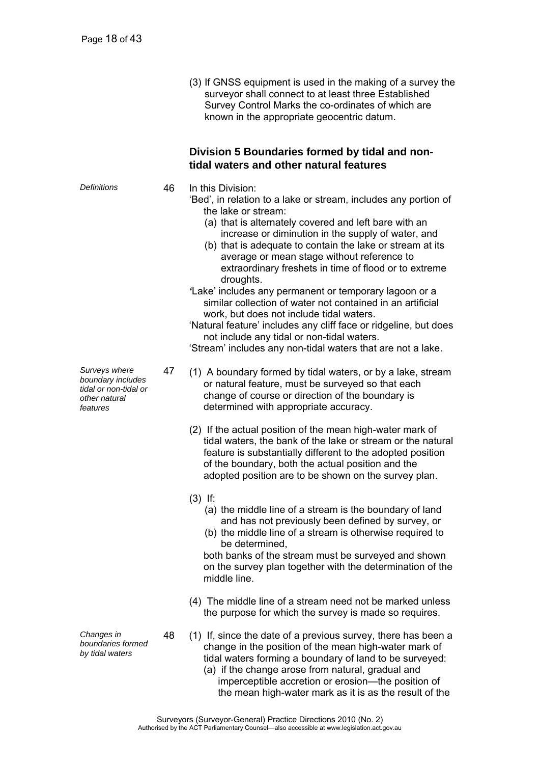(3) If GNSS equipment is used in the making of a survey the surveyor shall connect to at least three Established Survey Control Marks the co-ordinates of which are known in the appropriate geocentric datum.

## Division 5 Boundaries formed by tidal and non-tidal waters and other natural features

*Definitions*

46 In this Division:

'Bed', in relation to a lake or stream, includes any portion of the lake or stream:

(a) that is alternately covered and left bare with an increase or diminution in the supply of water, and

(b) that is adequate to contain the lake or stream at its average or mean stage without reference to extraordinary freshets in time of flood or to extreme droughts.

'Lake' includes any permanent or temporary lagoon or a similar collection of water not contained in an artificial work, but does not include tidal waters.

'Natural feature' includes any cliff face or ridgeline, but does not include any tidal or non-tidal waters.

'Stream' includes any non-tidal waters that are not a lake.

*Surveys where boundary includes tidal or non-tidal or other natural features*

47 (1) A boundary formed by tidal waters, or by a lake, stream or natural feature, must be surveyed so that each change of course or direction of the boundary is determined with appropriate accuracy.

(2) If the actual position of the mean high-water mark of tidal waters, the bank of the lake or stream or the natural feature is substantially different to the adopted position of the boundary, both the actual position and the adopted position are to be shown on the survey plan.

(3) If:

(a) the middle line of a stream is the boundary of land and has not previously been defined by survey, or

(b) the middle line of a stream is otherwise required to be determined,

both banks of the stream must be surveyed and shown on the survey plan together with the determination of the middle line.

(4) The middle line of a stream need not be marked unless the purpose for which the survey is made so requires.

*Changes in boundaries formed by tidal waters*

48 (1) If, since the date of a previous survey, there has been a change in the position of the mean high-water mark of tidal waters forming a boundary of land to be surveyed:

(a) if the change arose from natural, gradual and imperceptible accretion or erosion—the position of the mean high-water mark as it is as the result of the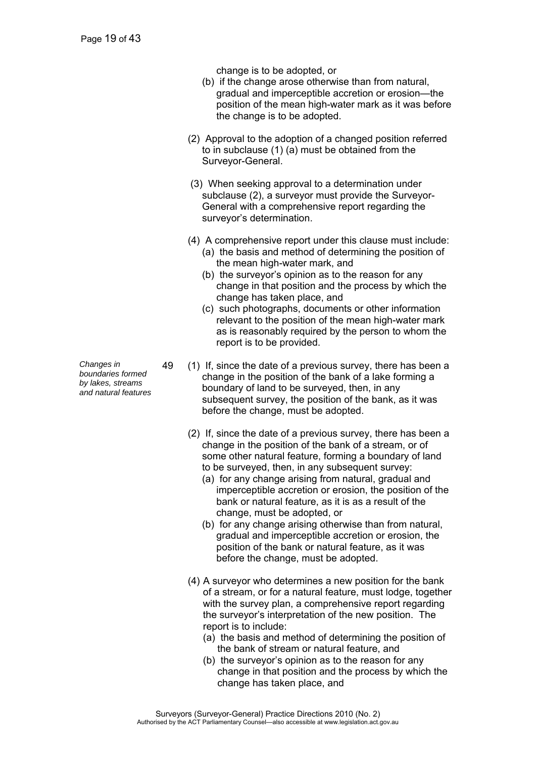change is to be adopted, or

(b) if the change arose otherwise than from natural, gradual and imperceptible accretion or erosion—the position of the mean high-water mark as it was before the change is to be adopted.

(2) Approval to the adoption of a changed position referred to in subclause (1) (a) must be obtained from the Surveyor-General.

(3) When seeking approval to a determination under subclause (2), a surveyor must provide the Surveyor-General with a comprehensive report regarding the surveyor's determination.

(4) A comprehensive report under this clause must include:

(a) the basis and method of determining the position of the mean high-water mark, and

(b) the surveyor's opinion as to the reason for any change in that position and the process by which the change has taken place, and

(c) such photographs, documents or other information relevant to the position of the mean high-water mark as is reasonably required by the person to whom the report is to be provided.

*Changes in boundaries formed by lakes, streams and natural features*

49 (1) If, since the date of a previous survey, there has been a change in the position of the bank of a lake forming a boundary of land to be surveyed, then, in any subsequent survey, the position of the bank, as it was before the change, must be adopted.

(2) If, since the date of a previous survey, there has been a change in the position of the bank of a stream, or of some other natural feature, forming a boundary of land to be surveyed, then, in any subsequent survey:

(a) for any change arising from natural, gradual and imperceptible accretion or erosion, the position of the bank or natural feature, as it is as a result of the change, must be adopted, or

(b) for any change arising otherwise than from natural, gradual and imperceptible accretion or erosion, the position of the bank or natural feature, as it was before the change, must be adopted.

(4) A surveyor who determines a new position for the bank of a stream, or for a natural feature, must lodge, together with the survey plan, a comprehensive report regarding the surveyor's interpretation of the new position. The report is to include:

(a) the basis and method of determining the position of the bank of stream or natural feature, and

(b) the surveyor's opinion as to the reason for any change in that position and the process by which the change has taken place, and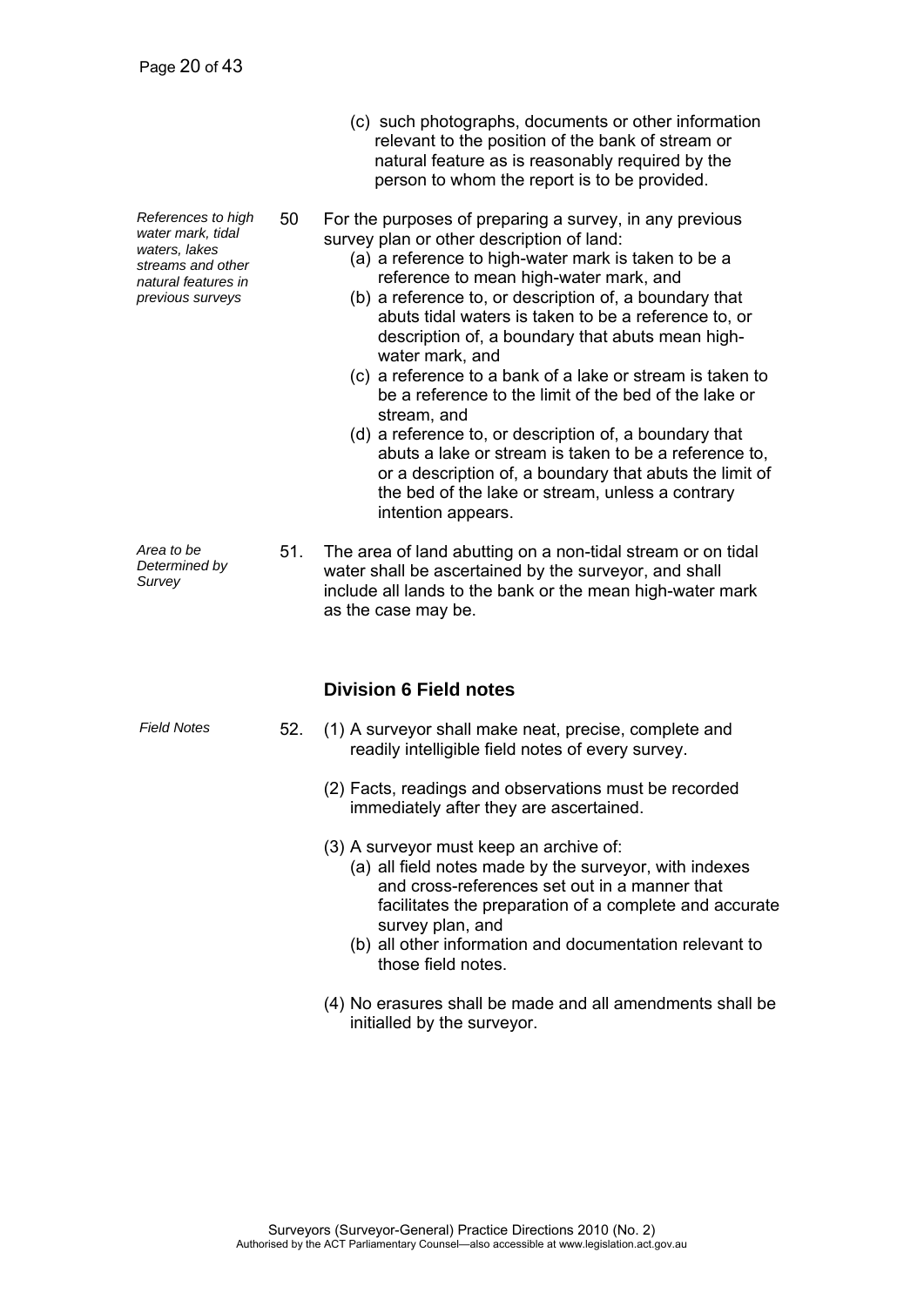(c) such photographs, documents or other information relevant to the position of the bank of stream or natural feature as is reasonably required by the person to whom the report is to be provided.

*References to high water mark, tidal waters, lakes streams and other natural features in previous surveys*

50 For the purposes of preparing a survey, in any previous survey plan or other description of land:

(a) a reference to high-water mark is taken to be a reference to mean high-water mark, and

(b) a reference to, or description of, a boundary that abuts tidal waters is taken to be a reference to, or description of, a boundary that abuts mean high-water mark, and

(c) a reference to a bank of a lake or stream is taken to be a reference to the limit of the bed of the lake or stream, and

(d) a reference to, or description of, a boundary that abuts a lake or stream is taken to be a reference to, or a description of, a boundary that abuts the limit of the bed of the lake or stream, unless a contrary intention appears.

*Area to be Determined by Survey*

51. The area of land abutting on a non-tidal stream or on tidal water shall be ascertained by the surveyor, and shall include all lands to the bank or the mean high-water mark as the case may be.

### Division 6 Field notes

*Field Notes*

52. (1) A surveyor shall make neat, precise, complete and readily intelligible field notes of every survey.

(2) Facts, readings and observations must be recorded immediately after they are ascertained.

(3) A surveyor must keep an archive of:

(a) all field notes made by the surveyor, with indexes and cross-references set out in a manner that facilitates the preparation of a complete and accurate survey plan, and

(b) all other information and documentation relevant to those field notes.

(4) No erasures shall be made and all amendments shall be initialled by the surveyor.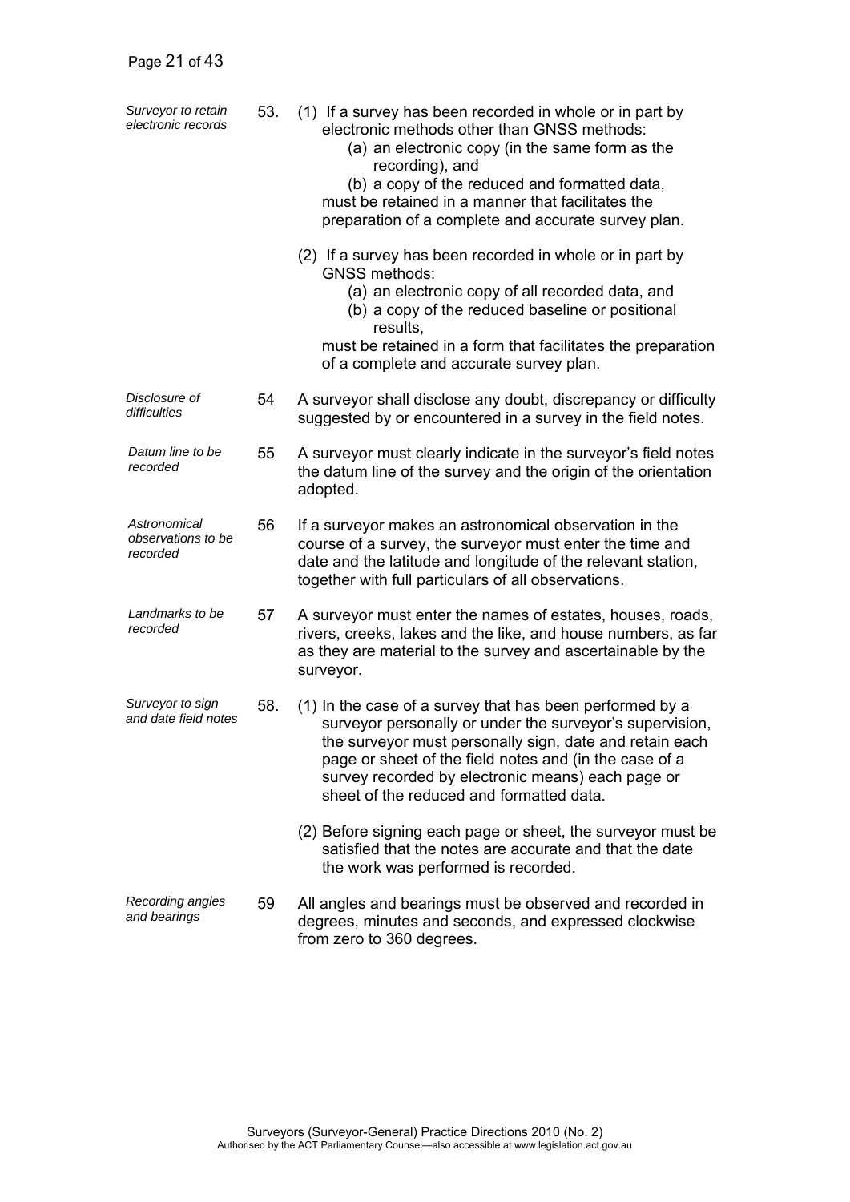*Surveyor to retain electronic records*

53. (1) If a survey has been recorded in whole or in part by electronic methods other than GNSS methods:

(a) an electronic copy (in the same form as the recording), and

(b) a copy of the reduced and formatted data,

must be retained in a manner that facilitates the preparation of a complete and accurate survey plan.

(2) If a survey has been recorded in whole or in part by GNSS methods:

(a) an electronic copy of all recorded data, and

(b) a copy of the reduced baseline or positional results,

must be retained in a form that facilitates the preparation of a complete and accurate survey plan.

*Disclosure of difficulties*

54 A surveyor shall disclose any doubt, discrepancy or difficulty suggested by or encountered in a survey in the field notes.

*Datum line to be recorded*

55 A surveyor must clearly indicate in the surveyor's field notes the datum line of the survey and the origin of the orientation adopted.

*Astronomical observations to be recorded*

56 If a surveyor makes an astronomical observation in the course of a survey, the surveyor must enter the time and date and the latitude and longitude of the relevant station, together with full particulars of all observations.

*Landmarks to be recorded*

57 A surveyor must enter the names of estates, houses, roads, rivers, creeks, lakes and the like, and house numbers, as far as they are material to the survey and ascertainable by the surveyor.

*Surveyor to sign and date field notes*

58. (1) In the case of a survey that has been performed by a surveyor personally or under the surveyor's supervision, the surveyor must personally sign, date and retain each page or sheet of the field notes and (in the case of a survey recorded by electronic means) each page or sheet of the reduced and formatted data.

(2) Before signing each page or sheet, the surveyor must be satisfied that the notes are accurate and that the date the work was performed is recorded.

*Recording angles and bearings*

59 All angles and bearings must be observed and recorded in degrees, minutes and seconds, and expressed clockwise from zero to 360 degrees.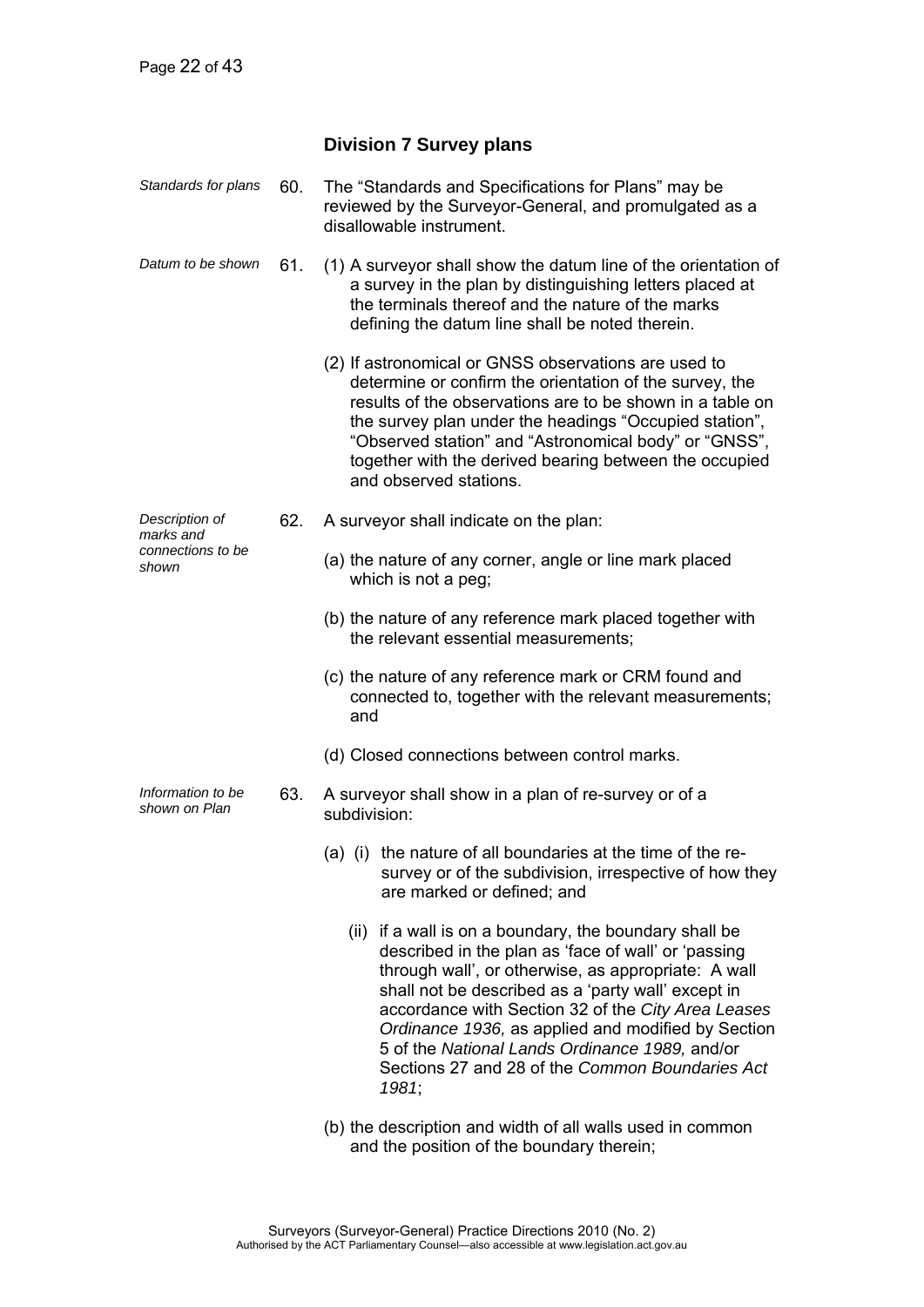## Division 7 Survey plans

*Standards for plans*

60. The "Standards and Specifications for Plans" may be reviewed by the Surveyor-General, and promulgated as a disallowable instrument.

*Datum to be shown*

61. (1) A surveyor shall show the datum line of the orientation of a survey in the plan by distinguishing letters placed at the terminals thereof and the nature of the marks defining the datum line shall be noted therein.

(2) If astronomical or GNSS observations are used to determine or confirm the orientation of the survey, the results of the observations are to be shown in a table on the survey plan under the headings "Occupied station", "Observed station" and "Astronomical body" or "GNSS", together with the derived bearing between the occupied and observed stations.

*Description of marks and connections to be shown*

62. A surveyor shall indicate on the plan:

(a) the nature of any corner, angle or line mark placed which is not a peg;

(b) the nature of any reference mark placed together with the relevant essential measurements;

(c) the nature of any reference mark or CRM found and connected to, together with the relevant measurements; and

(d) Closed connections between control marks.

*Information to be shown on Plan*

63. A surveyor shall show in a plan of re-survey or of a subdivision:

(a) (i) the nature of all boundaries at the time of the re-survey or of the subdivision, irrespective of how they are marked or defined; and

(ii) if a wall is on a boundary, the boundary shall be described in the plan as 'face of wall' or 'passing through wall', or otherwise, as appropriate: A wall shall not be described as a 'party wall' except in accordance with Section 32 of the *City Area Leases Ordinance 1936,* as applied and modified by Section 5 of the *National Lands Ordinance 1989,* and/or Sections 27 and 28 of the *Common Boundaries Act 1981*;

(b) the description and width of all walls used in common and the position of the boundary therein;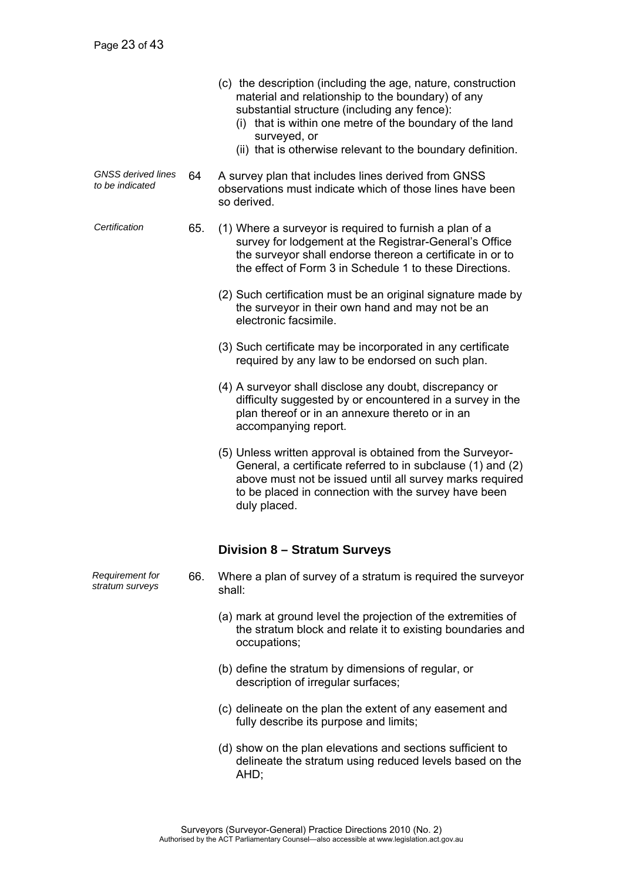(c) the description (including the age, nature, construction material and relationship to the boundary) of any substantial structure (including any fence):
   (i) that is within one metre of the boundary of the land surveyed, or
   (ii) that is otherwise relevant to the boundary definition.

*GNSS derived lines to be indicated*

64 A survey plan that includes lines derived from GNSS observations must indicate which of those lines have been so derived.

*Certification*

65. (1) Where a surveyor is required to furnish a plan of a survey for lodgement at the Registrar-General's Office the surveyor shall endorse thereon a certificate in or to the effect of Form 3 in Schedule 1 to these Directions.

(2) Such certification must be an original signature made by the surveyor in their own hand and may not be an electronic facsimile.

(3) Such certificate may be incorporated in any certificate required by any law to be endorsed on such plan.

(4) A surveyor shall disclose any doubt, discrepancy or difficulty suggested by or encountered in a survey in the plan thereof or in an annexure thereto or in an accompanying report.

(5) Unless written approval is obtained from the Surveyor-General, a certificate referred to in subclause (1) and (2) above must not be issued until all survey marks required to be placed in connection with the survey have been duly placed.

## Division 8 – Stratum Surveys

*Requirement for stratum surveys*

66. Where a plan of survey of a stratum is required the surveyor shall:

(a) mark at ground level the projection of the extremities of the stratum block and relate it to existing boundaries and occupations;

(b) define the stratum by dimensions of regular, or description of irregular surfaces;

(c) delineate on the plan the extent of any easement and fully describe its purpose and limits;

(d) show on the plan elevations and sections sufficient to delineate the stratum using reduced levels based on the AHD;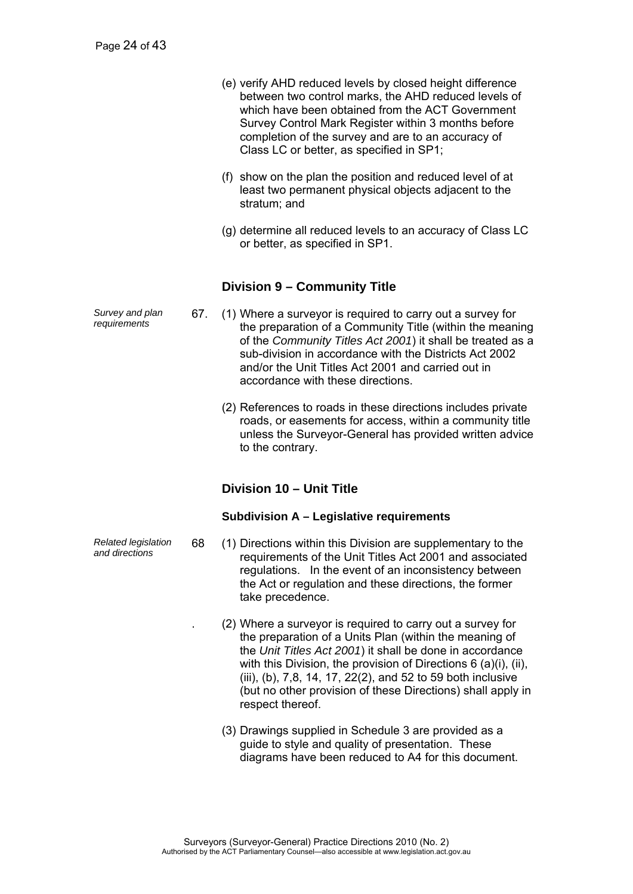(e) verify AHD reduced levels by closed height difference between two control marks, the AHD reduced levels of which have been obtained from the ACT Government Survey Control Mark Register within 3 months before completion of the survey and are to an accuracy of Class LC or better, as specified in SP1;

(f) show on the plan the position and reduced level of at least two permanent physical objects adjacent to the stratum; and

(g) determine all reduced levels to an accuracy of Class LC or better, as specified in SP1.

## Division 9 – Community Title

*Survey and plan requirements*

67. (1) Where a surveyor is required to carry out a survey for the preparation of a Community Title (within the meaning of the *Community Titles Act 2001*) it shall be treated as a sub-division in accordance with the Districts Act 2002 and/or the Unit Titles Act 2001 and carried out in accordance with these directions.

(2) References to roads in these directions includes private roads, or easements for access, within a community title unless the Surveyor-General has provided written advice to the contrary.

## Division 10 – Unit Title

### Subdivision A – Legislative requirements

*Related legislation and directions*

68 (1) Directions within this Division are supplementary to the requirements of the Unit Titles Act 2001 and associated regulations. In the event of an inconsistency between the Act or regulation and these directions, the former take precedence.

. (2) Where a surveyor is required to carry out a survey for the preparation of a Units Plan (within the meaning of the *Unit Titles Act 2001*) it shall be done in accordance with this Division, the provision of Directions 6 (a)(i), (ii), (iii), (b), 7,8, 14, 17, 22(2), and 52 to 59 both inclusive (but no other provision of these Directions) shall apply in respect thereof.

(3) Drawings supplied in Schedule 3 are provided as a guide to style and quality of presentation. These diagrams have been reduced to A4 for this document.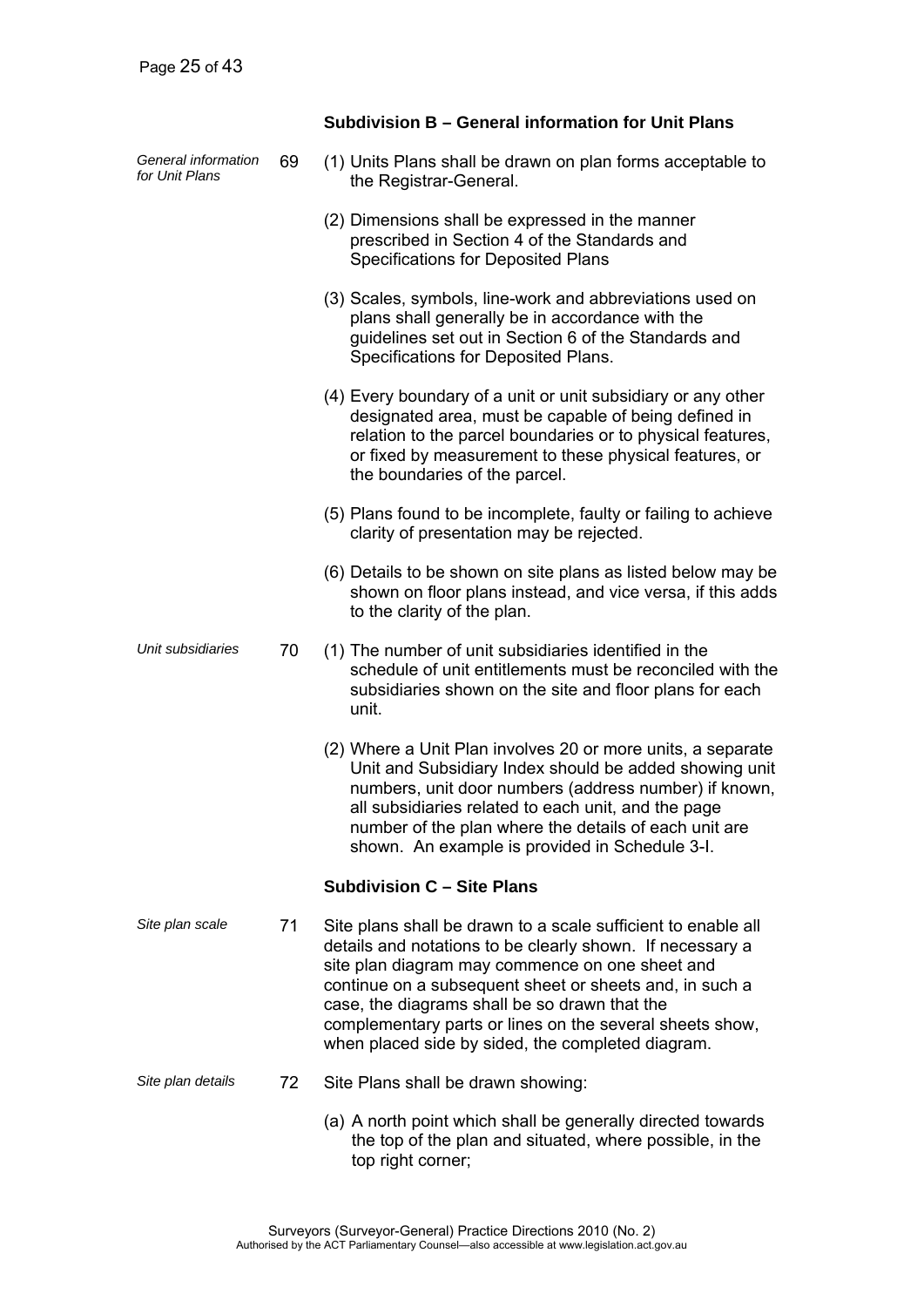### Subdivision B – General information for Unit Plans

*General information for Unit Plans*

69 (1) Units Plans shall be drawn on plan forms acceptable to the Registrar-General.

(2) Dimensions shall be expressed in the manner prescribed in Section 4 of the Standards and Specifications for Deposited Plans

(3) Scales, symbols, line-work and abbreviations used on plans shall generally be in accordance with the guidelines set out in Section 6 of the Standards and Specifications for Deposited Plans.

(4) Every boundary of a unit or unit subsidiary or any other designated area, must be capable of being defined in relation to the parcel boundaries or to physical features, or fixed by measurement to these physical features, or the boundaries of the parcel.

(5) Plans found to be incomplete, faulty or failing to achieve clarity of presentation may be rejected.

(6) Details to be shown on site plans as listed below may be shown on floor plans instead, and vice versa, if this adds to the clarity of the plan.

*Unit subsidiaries*

70 (1) The number of unit subsidiaries identified in the schedule of unit entitlements must be reconciled with the subsidiaries shown on the site and floor plans for each unit.

(2) Where a Unit Plan involves 20 or more units, a separate Unit and Subsidiary Index should be added showing unit numbers, unit door numbers (address number) if known, all subsidiaries related to each unit, and the page number of the plan where the details of each unit are shown. An example is provided in Schedule 3-I.

### Subdivision C – Site Plans

*Site plan scale*

71 Site plans shall be drawn to a scale sufficient to enable all details and notations to be clearly shown. If necessary a site plan diagram may commence on one sheet and continue on a subsequent sheet or sheets and, in such a case, the diagrams shall be so drawn that the complementary parts or lines on the several sheets show, when placed side by sided, the completed diagram.

*Site plan details*

72 Site Plans shall be drawn showing:

(a) A north point which shall be generally directed towards the top of the plan and situated, where possible, in the top right corner;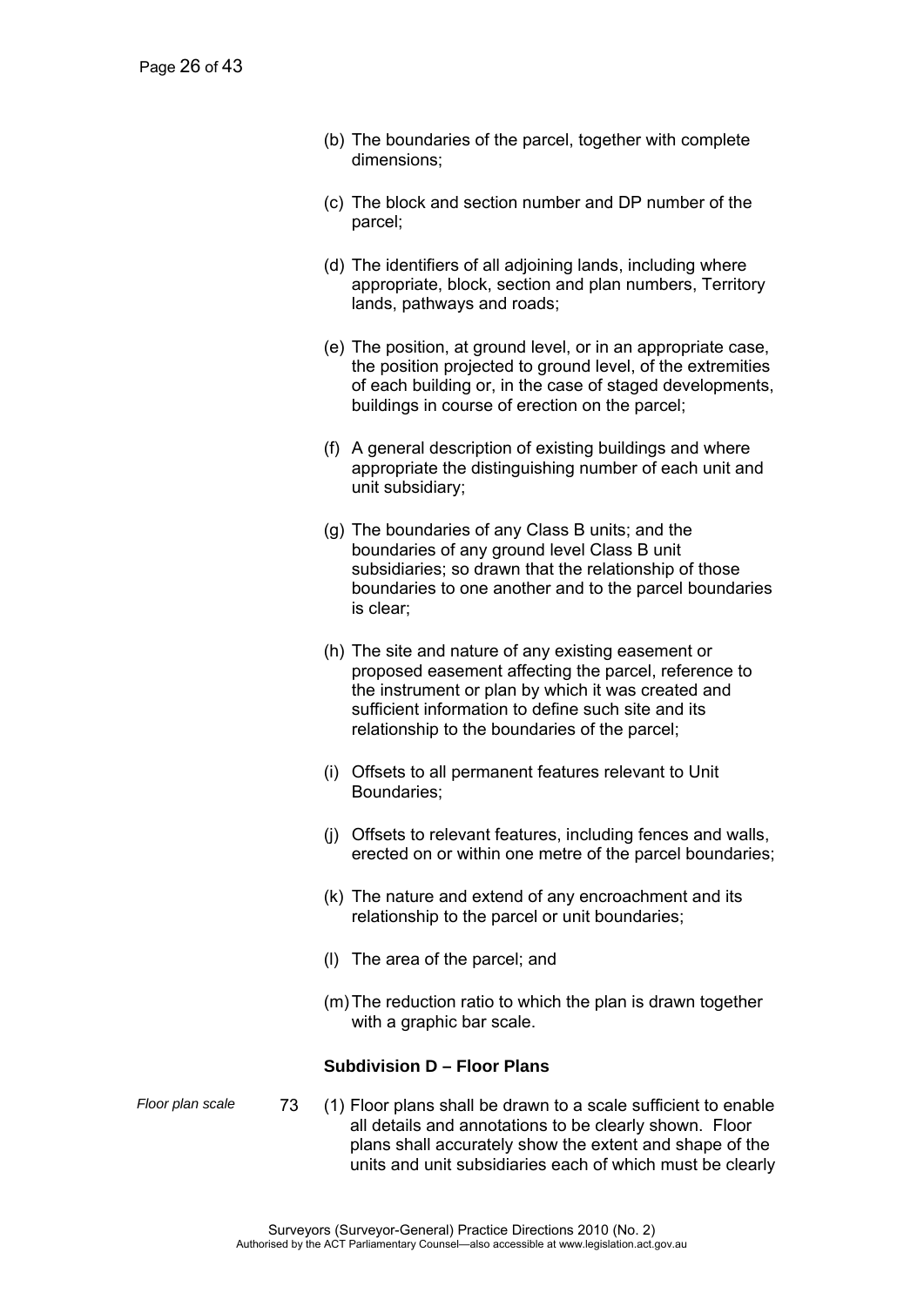(b) The boundaries of the parcel, together with complete dimensions;

(c) The block and section number and DP number of the parcel;

(d) The identifiers of all adjoining lands, including where appropriate, block, section and plan numbers, Territory lands, pathways and roads;

(e) The position, at ground level, or in an appropriate case, the position projected to ground level, of the extremities of each building or, in the case of staged developments, buildings in course of erection on the parcel;

(f) A general description of existing buildings and where appropriate the distinguishing number of each unit and unit subsidiary;

(g) The boundaries of any Class B units; and the boundaries of any ground level Class B unit subsidiaries; so drawn that the relationship of those boundaries to one another and to the parcel boundaries is clear;

(h) The site and nature of any existing easement or proposed easement affecting the parcel, reference to the instrument or plan by which it was created and sufficient information to define such site and its relationship to the boundaries of the parcel;

(i) Offsets to all permanent features relevant to Unit Boundaries;

(j) Offsets to relevant features, including fences and walls, erected on or within one metre of the parcel boundaries;

(k) The nature and extend of any encroachment and its relationship to the parcel or unit boundaries;

(l) The area of the parcel; and

(m) The reduction ratio to which the plan is drawn together with a graphic bar scale.

### Subdivision D – Floor Plans

*Floor plan scale*

73 (1) Floor plans shall be drawn to a scale sufficient to enable all details and annotations to be clearly shown. Floor plans shall accurately show the extent and shape of the units and unit subsidiaries each of which must be clearly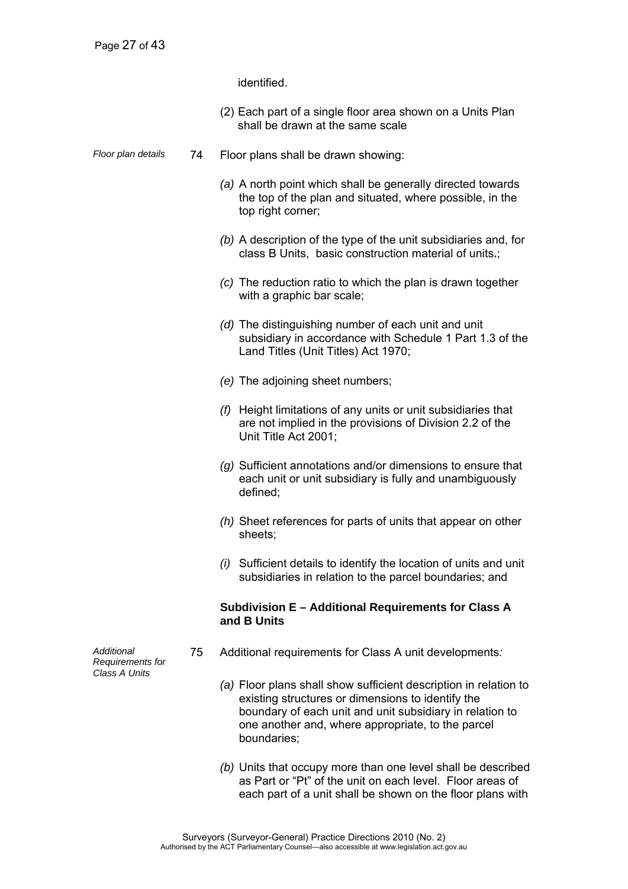identified.

(2) Each part of a single floor area shown on a Units Plan shall be drawn at the same scale

*Floor plan details*

74 Floor plans shall be drawn showing:

*(a)* A north point which shall be generally directed towards the top of the plan and situated, where possible, in the top right corner;

*(b)* A description of the type of the unit subsidiaries and, for class B Units, basic construction material of units.;

*(c)* The reduction ratio to which the plan is drawn together with a graphic bar scale;

*(d)* The distinguishing number of each unit and unit subsidiary in accordance with Schedule 1 Part 1.3 of the Land Titles (Unit Titles) Act 1970;

*(e)* The adjoining sheet numbers;

*(f)* Height limitations of any units or unit subsidiaries that are not implied in the provisions of Division 2.2 of the Unit Title Act 2001;

*(g)* Sufficient annotations and/or dimensions to ensure that each unit or unit subsidiary is fully and unambiguously defined;

*(h)* Sheet references for parts of units that appear on other sheets;

*(i)* Sufficient details to identify the location of units and unit subsidiaries in relation to the parcel boundaries; and

**Subdivision E – Additional Requirements for Class A and B Units**

*Additional Requirements for Class A Units*

75 Additional requirements for Class A unit developments*:*

*(a)* Floor plans shall show sufficient description in relation to existing structures or dimensions to identify the boundary of each unit and unit subsidiary in relation to one another and, where appropriate, to the parcel boundaries;

*(b)* Units that occupy more than one level shall be described as Part or "Pt" of the unit on each level. Floor areas of each part of a unit shall be shown on the floor plans with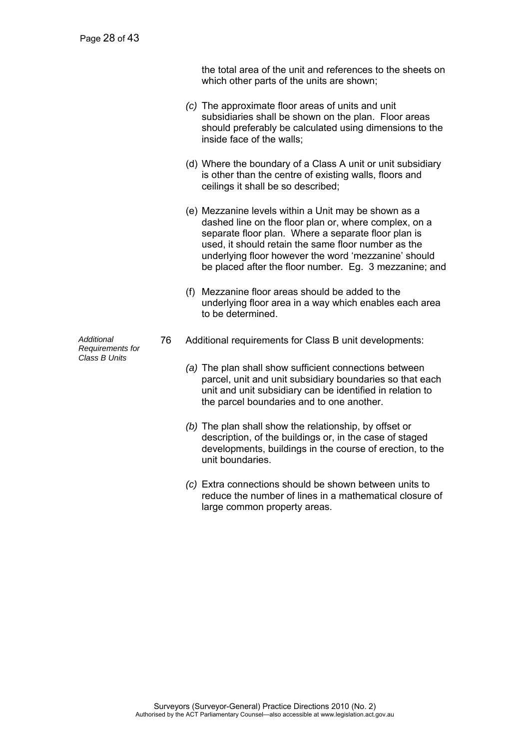the total area of the unit and references to the sheets on which other parts of the units are shown;

*(c)* The approximate floor areas of units and unit subsidiaries shall be shown on the plan. Floor areas should preferably be calculated using dimensions to the inside face of the walls;

(d) Where the boundary of a Class A unit or unit subsidiary is other than the centre of existing walls, floors and ceilings it shall be so described;

(e) Mezzanine levels within a Unit may be shown as a dashed line on the floor plan or, where complex, on a separate floor plan. Where a separate floor plan is used, it should retain the same floor number as the underlying floor however the word 'mezzanine' should be placed after the floor number. Eg. 3 mezzanine; and

(f) Mezzanine floor areas should be added to the underlying floor area in a way which enables each area to be determined.

*Additional Requirements for Class B Units*

76 Additional requirements for Class B unit developments:

*(a)* The plan shall show sufficient connections between parcel, unit and unit subsidiary boundaries so that each unit and unit subsidiary can be identified in relation to the parcel boundaries and to one another.

*(b)* The plan shall show the relationship, by offset or description, of the buildings or, in the case of staged developments, buildings in the course of erection, to the unit boundaries.

*(c)* Extra connections should be shown between units to reduce the number of lines in a mathematical closure of large common property areas.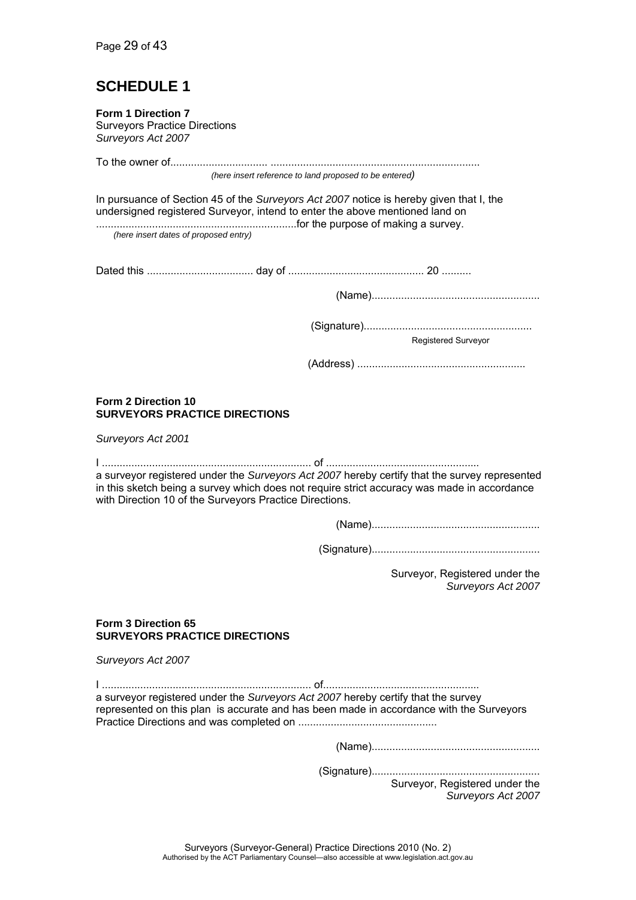# SCHEDULE 1

**Form 1 Direction 7**
Surveyors Practice Directions
*Surveyors Act 2007*

To the owner of.................................. .......................................................................
*(here insert reference to land proposed to be entered)*

In pursuance of Section 45 of the *Surveyors Act 2007* notice is hereby given that I, the undersigned registered Surveyor, intend to enter the above mentioned land on ....................................................................for the purpose of making a survey.
*(here insert dates of proposed entry)*

Dated this .................................... day of ............................................. 20 ..........

(Name).........................................................

(Signature).........................................................
Registered Surveyor

(Address) .........................................................

**Form 2 Direction 10**
**SURVEYORS PRACTICE DIRECTIONS**

*Surveyors Act 2001*

I ...................................................................... of ...................................................
a surveyor registered under the *Surveyors Act 2007* hereby certify that the survey represented in this sketch being a survey which does not require strict accuracy was made in accordance with Direction 10 of the Surveyors Practice Directions.

(Name).........................................................

(Signature).........................................................

Surveyor, Registered under the
*Surveyors Act 2007*

**Form 3 Direction 65**
**SURVEYORS PRACTICE DIRECTIONS**

*Surveyors Act 2007*

I ...................................................................... of....................................................
a surveyor registered under the *Surveyors Act 2007* hereby certify that the survey represented on this plan is accurate and has been made in accordance with the Surveyors Practice Directions and was completed on ...............................................

(Name).........................................................

(Signature).........................................................
Surveyor, Registered under the
*Surveyors Act 2007*

Surveyors (Surveyor-General) Practice Directions 2010 (No. 2)
Authorised by the ACT Parliamentary Counsel—also accessible at www.legislation.act.gov.au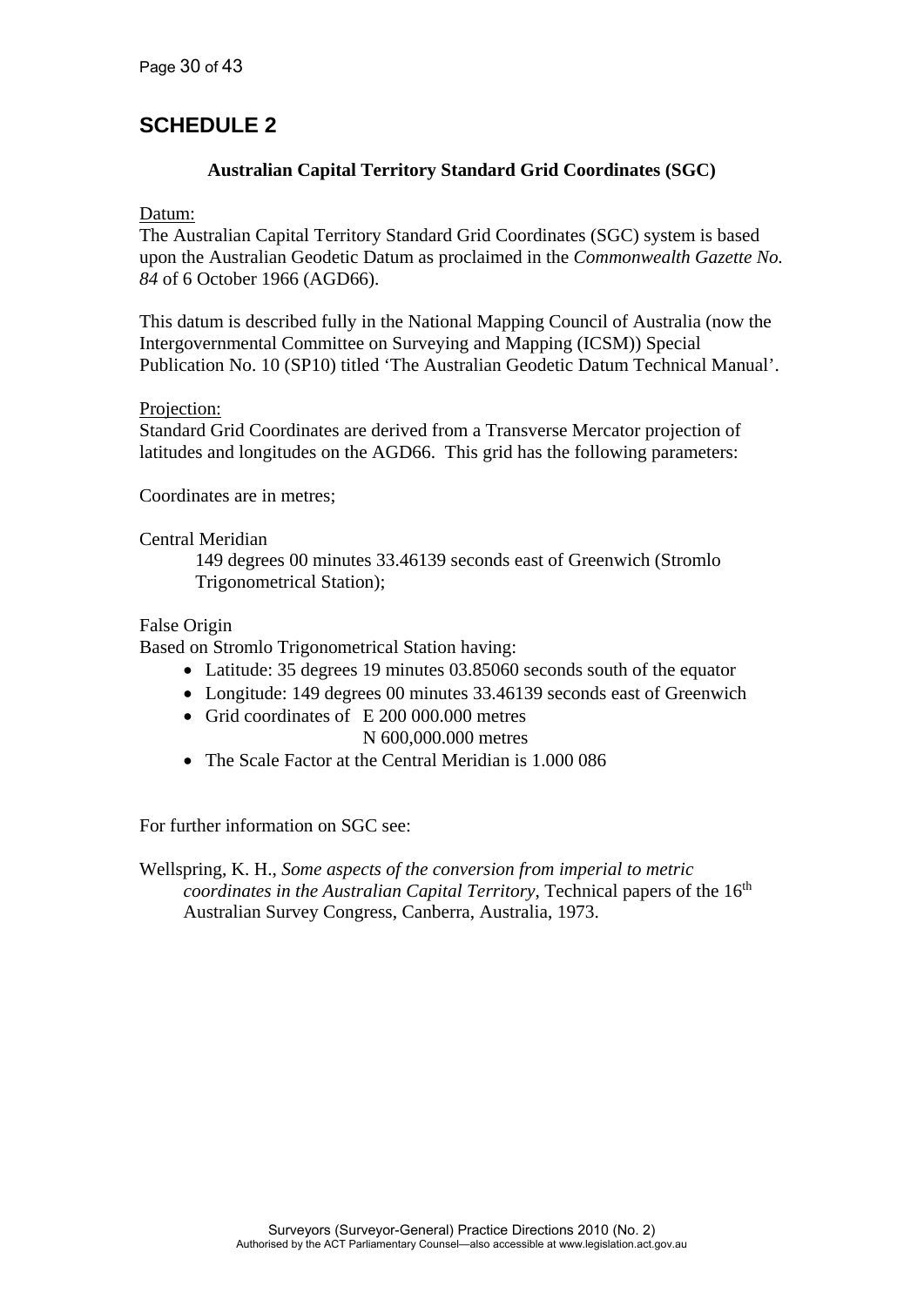# SCHEDULE 2

**Australian Capital Territory Standard Grid Coordinates (SGC)**

Datum:

The Australian Capital Territory Standard Grid Coordinates (SGC) system is based upon the Australian Geodetic Datum as proclaimed in the *Commonwealth Gazette No. 84* of 6 October 1966 (AGD66).

This datum is described fully in the National Mapping Council of Australia (now the Intergovernmental Committee on Surveying and Mapping (ICSM)) Special Publication No. 10 (SP10) titled 'The Australian Geodetic Datum Technical Manual'.

Projection:

Standard Grid Coordinates are derived from a Transverse Mercator projection of latitudes and longitudes on the AGD66. This grid has the following parameters:

Coordinates are in metres;

Central Meridian

149 degrees 00 minutes 33.46139 seconds east of Greenwich (Stromlo Trigonometrical Station);

False Origin

Based on Stromlo Trigonometrical Station having:

- Latitude: 35 degrees 19 minutes 03.85060 seconds south of the equator
- Longitude: 149 degrees 00 minutes 33.46139 seconds east of Greenwich
- Grid coordinates of E 200 000.000 metres
  N 600,000.000 metres
- The Scale Factor at the Central Meridian is 1.000 086

For further information on SGC see:

Wellspring, K. H., *Some aspects of the conversion from imperial to metric coordinates in the Australian Capital Territory*, Technical papers of the 16th Australian Survey Congress, Canberra, Australia, 1973.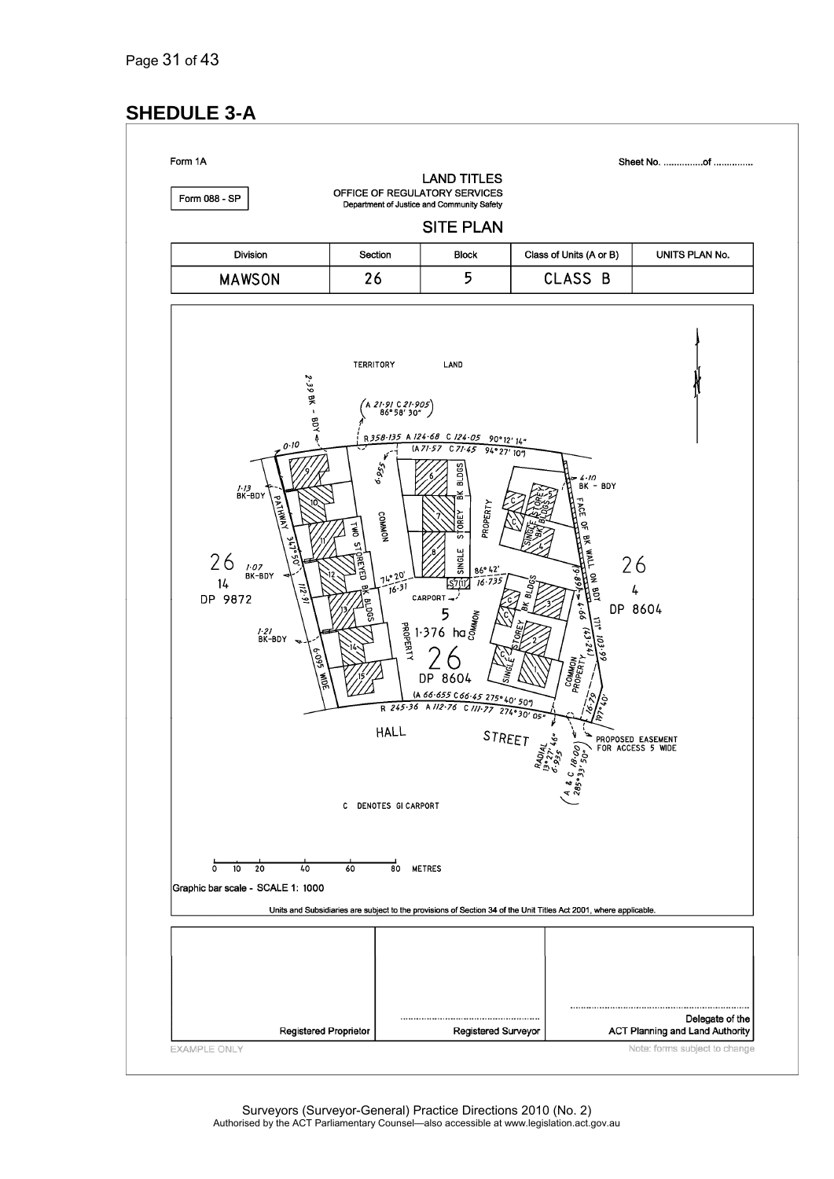# SHEDULE 3-A

Form 1A

Sheet No. ...............of ...............

Form 088 - SP

LAND TITLES
OFFICE OF REGULATORY SERVICES
Department of Justice and Community Safety

SITE PLAN

| Division | Section | Block | Class of Units (A or B) | UNITS PLAN No. |
|---|---|---|---|---|
| MAWSON | 26 | 5 | CLASS B | |

TERRITORY LAND

HALL STREET

C DENOTES GI CARPORT

PROPOSED EASEMENT FOR ACCESS 5 WIDE

0 10 20 40 60 80 METRES

Graphic bar scale - SCALE 1: 1000

Units and Subsidiaries are subject to the provisions of Section 34 of the Unit Titles Act 2001, where applicable.

| Registered Proprietor | Registered Surveyor | Delegate of the ACT Planning and Land Authority |
|---|---|---|

EXAMPLE ONLY

Note: forms subject to change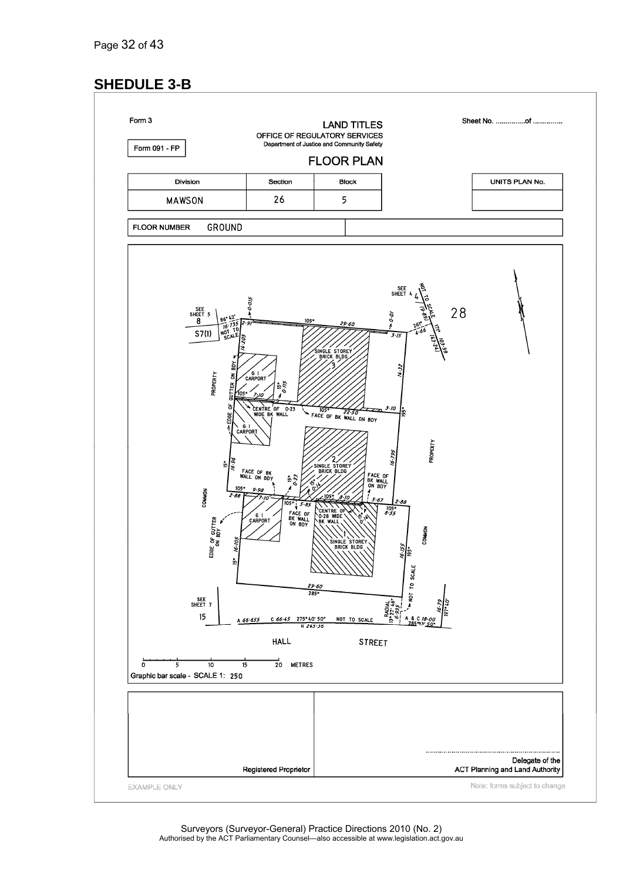# SHEDULE 3-B

Form 3

Sheet No. ..............of ..............

Form 091 - FP

**LAND TITLES**

OFFICE OF REGULATORY SERVICES

Department of Justice and Community Safety

**FLOOR PLAN**

| Division | Section | Block |
|---|---|---|
| MAWSON | 26 | 5 |

| UNITS PLAN No. |
|---|
| |

FLOOR NUMBER GROUND

SEE SHEET 5 8 S7(1) 86° 42' 16·735 NOT TO SCALE 0·015 2·91 105° 29·60 0·01 3·15 SEE SHEET 4 4 NOT TO SCALE 261° 4·66 171° 10·89 28

14·205 G I CARPORT 15° 0·115 105° 7·10 SINGLE STOREY BRICK BLDG 3 14·32 PROPERTY EDGE OF GUTTER ON BDY

CENTRE OF 0·23 WIDE BK WALL 105° 22·50 FACE OF BK WALL ON BDY 3·10 195° G I CARPORT

15° 16·96 FACE OF BK WALL ON BDY 15° 0·23 2 SINGLE STOREY BRICK BLDG 15° 0·14 16·795 PROPERTY FACE OF BK WALL ON BDY

COMMON 105° 9·98 2·88 7·10 105° 5·85 105° 8·10 5·67 2·88 105° 8·55 G I CARPORT FACE OF BK WALL ON BDY CENTRE OF 0·28 WIDE BK WALL 15° 0·14 1 SINGLE STOREY BRICK BLDG EDGE OF GUTTER ON BDY 15° 16·105 16·155 195° COMMON NOT TO SCALE

29·60 285°

SEE SHEET 7 15 A 66·655 C 66·45 275° 40' 50" R 245·36 NOT TO SCALE RADIAL 13° 27' 46" 6·935 A & C 18·00 285° 33' 50" 16·79 197° 40'

HALL STREET

0 5 10 15 20 METRES

Graphic bar scale - SCALE 1: 250

| Registered Proprietor | ............................................................ Delegate of the ACT Planning and Land Authority |
|---|---|

EXAMPLE ONLY

Note: forms subject to change

Surveyors (Surveyor-General) Practice Directions 2010 (No. 2)

Authorised by the ACT Parliamentary Counsel—also accessible at www.legislation.act.gov.au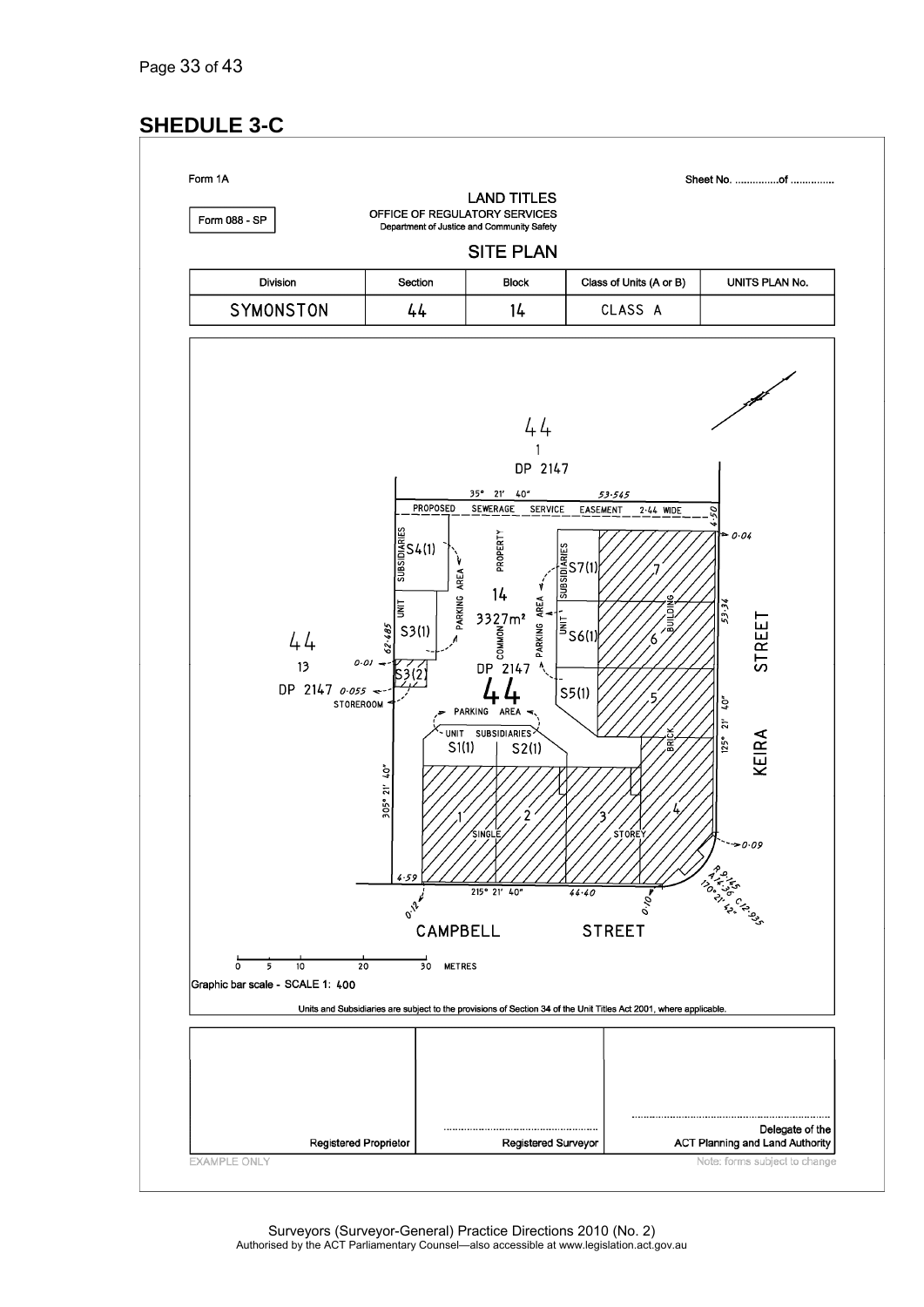## SHEDULE 3-C

Form 1A

Sheet No. ..............of ..............

Form 088 - SP

LAND TITLES
OFFICE OF REGULATORY SERVICES
Department of Justice and Community Safety

SITE PLAN

| Division | Section | Block | Class of Units (A or B) | UNITS PLAN No. |
|---|---|---|---|---|
| SYMONSTON | 44 | 14 | CLASS A | |

44
1
DP 2147

35° 21′ 40″ 53·545

PROPOSED SEWERAGE SERVICE EASEMENT 2·44 WIDE

4·50

0·04

SUBSIDIARIES S4(1)

PROPERTY

PARKING AREA

14
3327m²
COMMON

SUBSIDIARIES S7(1)

7

UNIT S6(1)

6

BUILDING

53·34

UNIT S3(1)

62·485

44
13
DP 2147

0·01

S3(2)

DP 2147

44

0·055

STOREROOM

S5(1)

5

125° 21′ 40″

STREET

KEIRA

PARKING AREA

UNIT SUBSIDIARIES
S1(1) S2(1)

BRICK

305° 21′ 40″

1 2 3 4

SINGLE STOREY

0·09

4·59

215° 21′ 40″ 44·40

0·12

0·10

R 9·145
A 14·36
170° 21′ 42″
C 12·935

CAMPBELL STREET

0 5 10 20 30 METRES

Graphic bar scale - SCALE 1: 400

Units and Subsidiaries are subject to the provisions of Section 34 of the Unit Titles Act 2001, where applicable.

| Registered Proprietor | .................................................... Registered Surveyor | .................................................................. Delegate of the ACT Planning and Land Authority |
|---|---|---|

EXAMPLE ONLY

Note: forms subject to change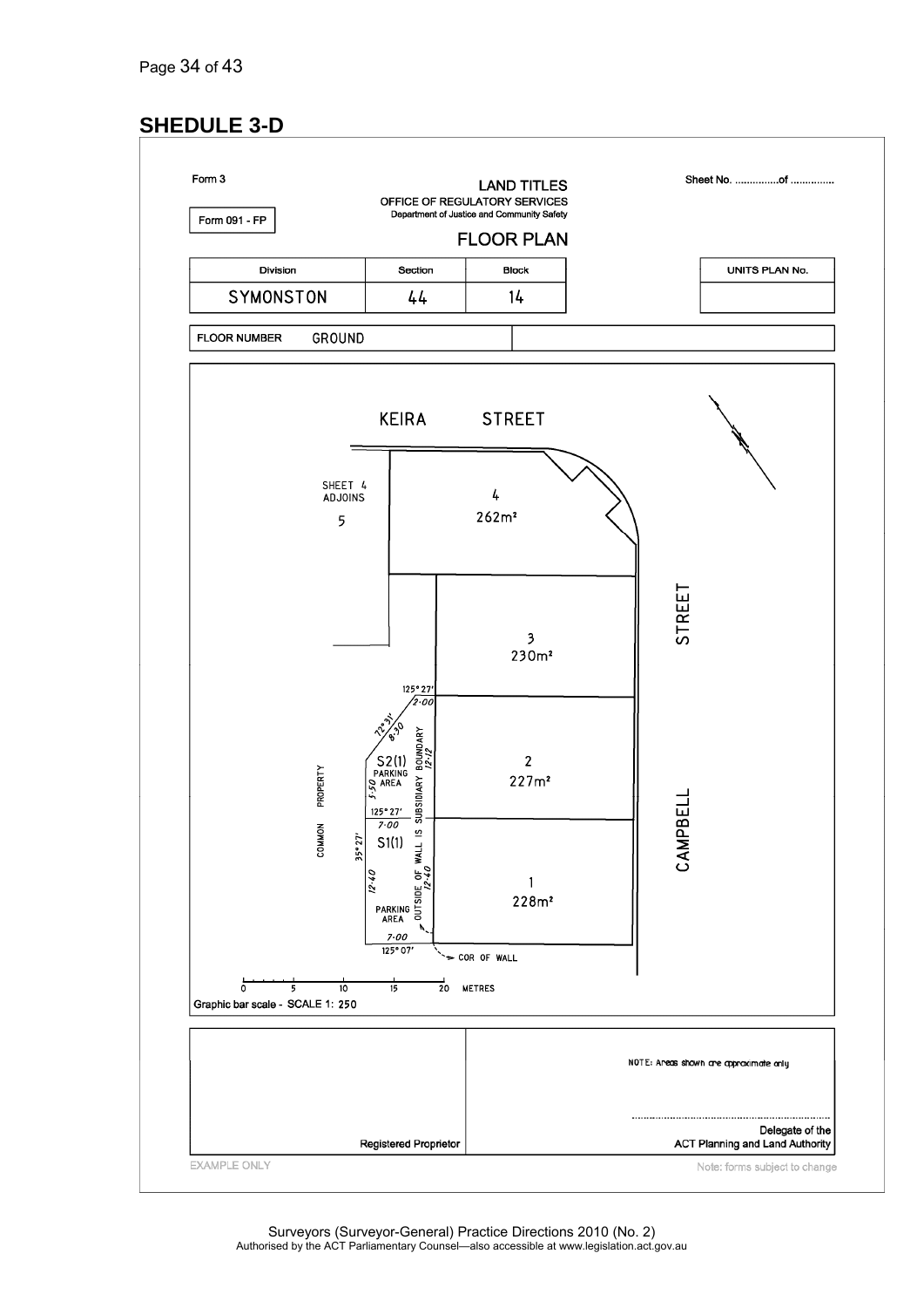## SHEDULE 3-D

Form 3

**LAND TITLES**
OFFICE OF REGULATORY SERVICES
Department of Justice and Community Safety

Sheet No. ...............of ..............

Form 091 - FP

**FLOOR PLAN**

| Division | Section | Block | UNITS PLAN No. |
|---|---|---|---|
| SYMONSTON | 44 | 14 | |

FLOOR NUMBER GROUND

KEIRA STREET

CAMPBELL STREET

SHEET 4 ADJOINS

5

4
262m²

3
230m²

2
227m²

1
228m²

S2(1) PARKING AREA

S1(1)

PARKING AREA

COMMON PROPERTY

OUTSIDE OF WALL IS SUBSIDIARY BOUNDARY

125°27' 2·00

72°31' 8·30

5·50

12·12

125°27' 7·00

35°27'

12·40

12·40

7·00

125°07'

COR OF WALL

0 5 10 15 20 METRES

Graphic bar scale - SCALE 1: 250

NOTE: Areas shown are approximate only

Registered Proprietor

.......................................................................
Delegate of the
ACT Planning and Land Authority

EXAMPLE ONLY

Note: forms subject to change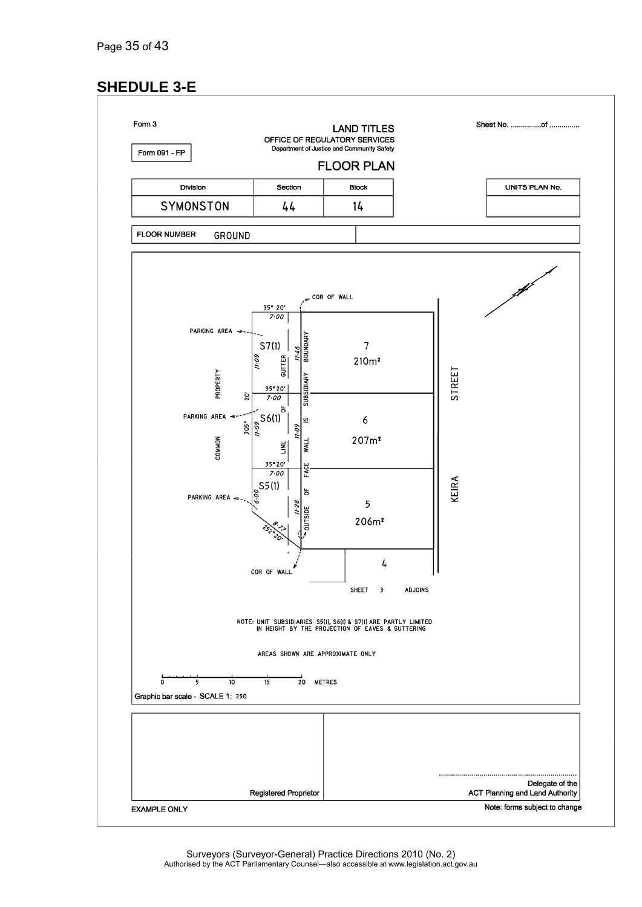## SHEDULE 3-E

Form 3

Sheet No. ..............of ..............

**LAND TITLES**
OFFICE OF REGULATORY SERVICES
Department of Justice and Community Safety

Form 091 - FP

**FLOOR PLAN**

| Division | Section | Block | | UNITS PLAN No. |
|---|---|---|---|---|
| SYMONSTON | 44 | 14 | | |

FLOOR NUMBER GROUND

COR OF WALL

35° 20′
7·00

PARKING AREA

S7(1)

11·09

GUTTER

11·46

BOUNDARY

7

210m²

PROPERTY

35° 20′
7·00

SUBSIDIARY

STREET

20′

OF

PARKING AREA

S6(1)

IS

6

305°

11·09

11·09

207m²

COMMON

LINE

WALL

35° 20′
7·00

FACE

KEIRA

S5(1)

OF

PARKING AREA

6·00

11·28

5

OUTSIDE

206m²

8·77
252° 20′

4

COR OF WALL

SHEET 3 ADJOINS

NOTE: UNIT SUBSIDIARIES S5(1), S6(1) & S7(1) ARE PARTLY LIMITED IN HEIGHT BY THE PROJECTION OF EAVES & GUTTERING

AREAS SHOWN ARE APPROXIMATE ONLY

0 5 10 15 20 METRES

Graphic bar scale - SCALE 1: 250

| Registered Proprietor | ..................................................................... Delegate of the ACT Planning and Land Authority |
|---|---|

EXAMPLE ONLY

Note: forms subject to change

Surveyors (Surveyor-General) Practice Directions 2010 (No. 2)
Authorised by the ACT Parliamentary Counsel—also accessible at www.legislation.act.gov.au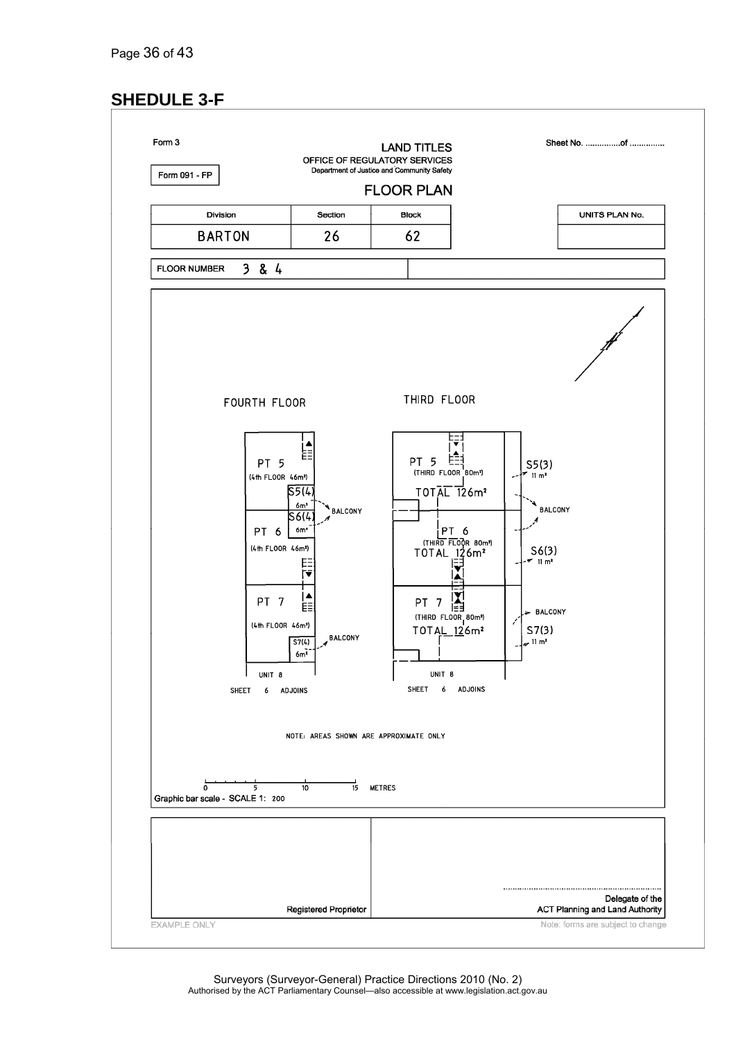## SHEDULE 3-F

Form 3

Form 091 - FP

**LAND TITLES**
OFFICE OF REGULATORY SERVICES
Department of Justice and Community Safety

**FLOOR PLAN**

Sheet No. ...............of ..............

| Division | Section | Block | UNITS PLAN No. |
|---|---|---|---|
| BARTON | 26 | 62 | |

FLOOR NUMBER 3 & 4

FOURTH FLOOR

PT 5 (4th FLOOR 46m²)
S5(4) 6m²
BALCONY
S6(4) 6m²
PT 6 (4th FLOOR 46m²)
PT 7 (4th FLOOR 46m²)
BALCONY
S7(4) 6m²
UNIT 8
SHEET 6 ADJOINS

THIRD FLOOR

PT 5 (THIRD FLOOR 80m²) TOTAL 126m²
S5(3) 11 m²
BALCONY
PT 6 (THIRD FLOOR 80m²) TOTAL 126m²
S6(3) 11 m²
PT 7 (THIRD FLOOR 80m²) TOTAL 126m²
BALCONY
S7(3) 11 m²
UNIT 8
SHEET 6 ADJOINS

NOTE: AREAS SHOWN ARE APPROXIMATE ONLY

0 5 10 15 METRES
Graphic bar scale - SCALE 1: 200

Registered Proprietor

.....................................................................
Delegate of the
ACT Planning and Land Authority

EXAMPLE ONLY

Note: forms are subject to change

Surveyors (Surveyor-General) Practice Directions 2010 (No. 2)
Authorised by the ACT Parliamentary Counsel—also accessible at www.legislation.act.gov.au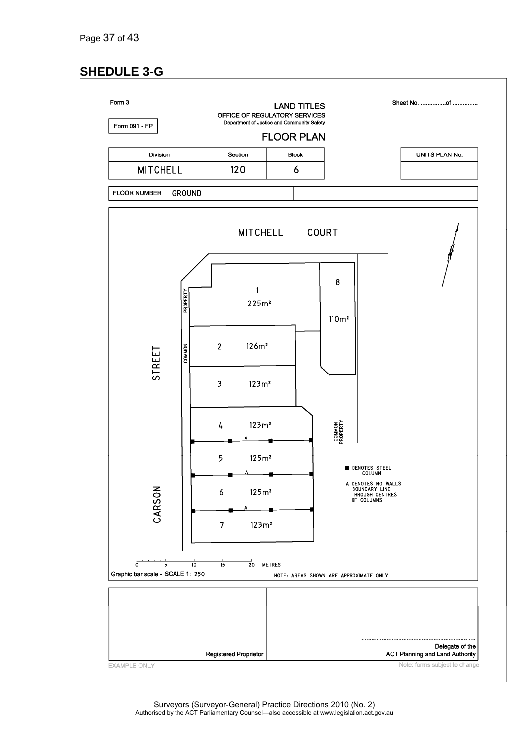## SHEDULE 3-G

Form 3

Form 091 - FP

**LAND TITLES**

OFFICE OF REGULATORY SERVICES

Department of Justice and Community Safety

**FLOOR PLAN**

Sheet No. ...............of ...............

| Division | Section | Block | | UNITS PLAN No. |
|---|---|---|---|---|
| MITCHELL | 120 | 6 | | |

FLOOR NUMBER GROUND

MITCHELL COURT

CARSON STREET

COMMON PROPERTY

| Unit | Area |
|---|---|
| 1 | 225m² |
| 2 | 126m² |
| 3 | 123m² |
| 4 | 123m² |
| 5 | 125m² |
| 6 | 125m² |
| 7 | 123m² |
| 8 | 110m² |

■ DENOTES STEEL COLUMN

A DENOTES NO WALLS BOUNDARY LINE THROUGH CENTRES OF COLUMNS

0 5 10 15 20 METRES

Graphic bar scale - SCALE 1: 250

NOTE: AREAS SHOWN ARE APPROXIMATE ONLY

Registered Proprietor

.....................................................................

Delegate of the ACT Planning and Land Authority

EXAMPLE ONLY

Note: forms subject to change

Surveyors (Surveyor-General) Practice Directions 2010 (No. 2)

Authorised by the ACT Parliamentary Counsel—also accessible at www.legislation.act.gov.au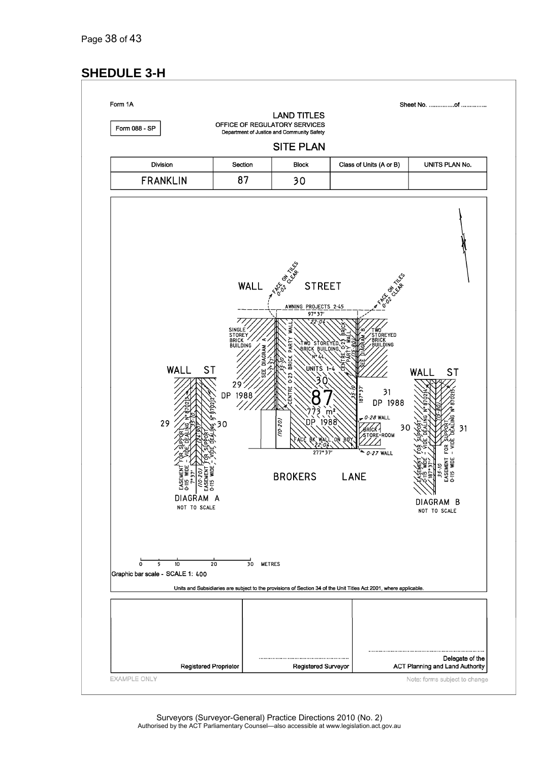## SHEDULE 3-H

Form 1A

Sheet No. ...............of ...............

Form 088 - SP

LAND TITLES
OFFICE OF REGULATORY SERVICES
Department of Justice and Community Safety

SITE PLAN

| Division | Section | Block | Class of Units (A or B) | UNITS PLAN No. |
|---|---|---|---|---|
| FRANKLIN | 87 | 30 | | |

WALL STREET

FACE ON TILES 0·02 CLEAR

FACE ON TILES 0·02 CLEAR

AWNING PROJECTS 2·45

97° 37'

22·04

SINGLE STOREY BRICK BUILDING

SEE DIAGRAM A

CENTRE 0·23 BRICK PARTY WALL

TWO STOREYED BRICK BUILDING N° 44

UNITS 1-4

CENTRE 0·23 BRICK PARTY WALL

(15·80)

SEE DIAGRAM B

TWO STOREYED BRICK BUILDING

30

87

773 m²

DP 1988

29 DP 1988

31 DP 1988

35·10

187° 37'

(10·20)

0·28 WALL

BRICK STORE-ROOM

FACE BK WALL ON BDY 22·04

277° 37'

0·27 WALL

BROKERS LANE

WALL ST

29 | 30

EASEMENT FOR SUPPORT 0·115 WIDE - VIDE DEALING N° 870213

EASEMENT FOR SUPPORT 0·115 WIDE - VIDE DEALING N° 870212

DIAGRAM A
NOT TO SCALE

WALL ST

30 | 31

EASEMENT FOR SUPPORT 0·115 WIDE - VIDE DEALING N° 870214

EASEMENT FOR SUPPORT 0·115 WIDE - VIDE DEALING N° 870215

DIAGRAM B
NOT TO SCALE

0 5 10 20 30 METRES

Graphic bar scale - SCALE 1: 400

Units and Subsidiaries are subject to the provisions of Section 34 of the Unit Titles Act 2001, where applicable.

| Registered Proprietor | ........................................ Registered Surveyor | ........................................ Delegate of the ACT Planning and Land Authority |
|---|---|---|

EXAMPLE ONLY

Note: forms subject to change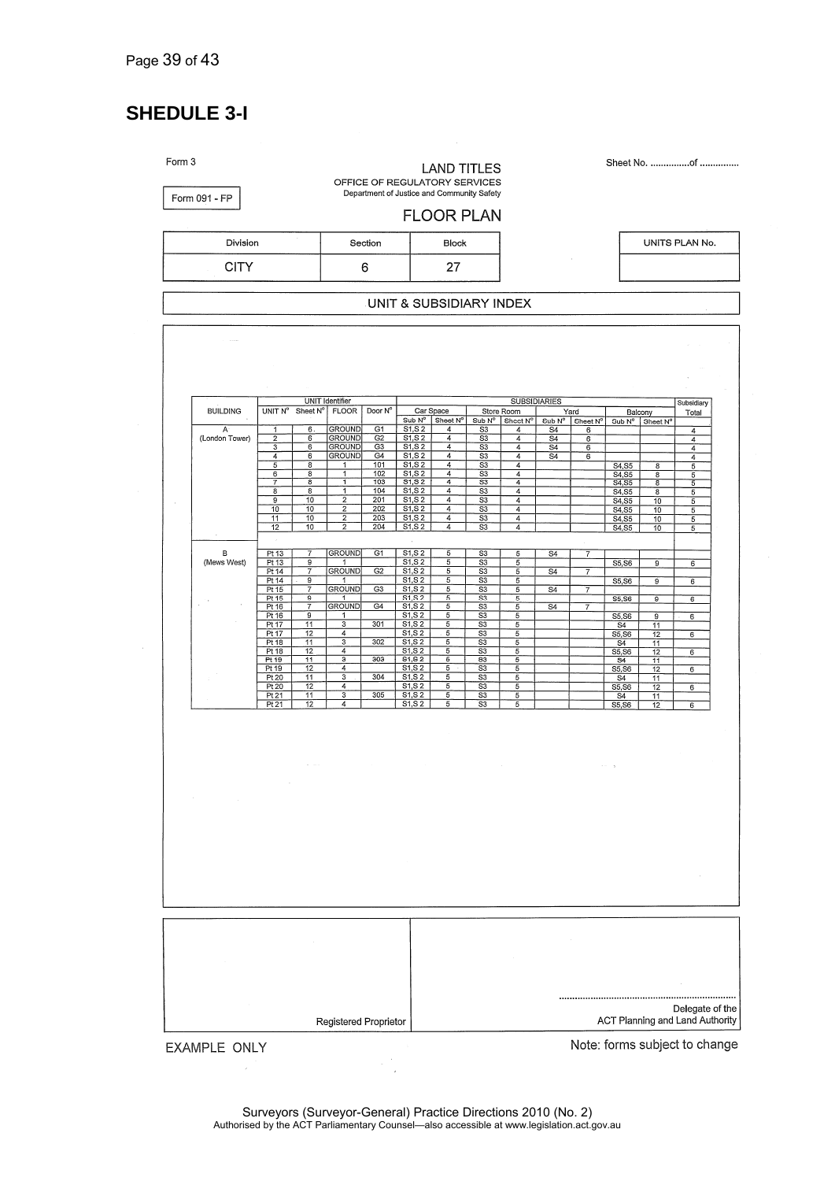## SHEDULE 3-I

Form 3

Form 091 - FP

LAND TITLES
OFFICE OF REGULATORY SERVICES
Department of Justice and Community Safety

FLOOR PLAN

Sheet No. ...............of ...............

| Division | Section | Block |
|---|---|---|
| CITY | 6 | 27 |

| UNITS PLAN No. |
|---|
| |

UNIT & SUBSIDIARY INDEX

| BUILDING | UNIT Identifier | | | | SUBSIDIARIES | | | | | | | | Subsidiary Total |
|---|---|---|---|---|---|---|---|---|---|---|---|---|---|
| | UNIT N° | Sheet N° | FLOOR | Door N° | Car Space | | Store Room | | Yard | | Balcony | | |
| | | | | | Sub N° | Sheet N° | Sub N° | Sheet N° | Sub N° | Sheet N° | Sub N° | Sheet N° | |
| A (London Tower) | 1 | 6 | GROUND | G1 | S1,S 2 | 4 | S3 | 4 | S4 | 6 | | | 4 |
| | 2 | 6 | GROUND | G2 | S1,S 2 | 4 | S3 | 4 | S4 | 6 | | | 4 |
| | 3 | 6 | GROUND | G3 | S1,S 2 | 4 | S3 | 4 | S4 | 6 | | | 4 |
| | 4 | 6 | GROUND | G4 | S1,S 2 | 4 | S3 | 4 | S4 | 6 | | | 4 |
| | 5 | 8 | 1 | 101 | S1,S 2 | 4 | S3 | 4 | | | S4,S5 | 8 | 5 |
| | 6 | 8 | 1 | 102 | S1,S 2 | 4 | S3 | 4 | | | S4,S5 | 8 | 5 |
| | 7 | 8 | 1 | 103 | S1,S 2 | 4 | S3 | 4 | | | S4,S5 | 8 | 5 |
| | 8 | 8 | 1 | 104 | S1,S 2 | 4 | S3 | 4 | | | S4,S5 | 8 | 5 |
| | 9 | 10 | 2 | 201 | S1,S 2 | 4 | S3 | 4 | | | S4,S5 | 10 | 5 |
| | 10 | 10 | 2 | 202 | S1,S 2 | 4 | S3 | 4 | | | S4,S5 | 10 | 5 |
| | 11 | 10 | 2 | 203 | S1,S 2 | 4 | S3 | 4 | | | S4,S5 | 10 | 5 |
| | 12 | 10 | 2 | 204 | S1,S 2 | 4 | S3 | 4 | | | S4,S5 | 10 | 5 |
| | | | | | | | | | | | | | |
| B (Mews West) | Pt 13 | 7 | GROUND | G1 | S1,S 2 | 5 | S3 | 5 | S4 | 7 | | | |
| | Pt 13 | 9 | 1 | | S1,S 2 | 5 | S3 | 5 | | | S5,S6 | 9 | 6 |
| | Pt 14 | 7 | GROUND | G2 | S1,S 2 | 5 | S3 | 5 | S4 | 7 | | | |
| | Pt 14 | 9 | 1 | | S1,S 2 | 5 | S3 | 5 | | | S5,S6 | 9 | 6 |
| | Pt 15 | 7 | GROUND | G3 | S1,S 2 | 5 | S3 | 5 | S4 | 7 | | | |
| | Pt 15 | 9 | 1 | | S1,S 2 | 5 | S3 | 5 | | | S5,S6 | 9 | 6 |
| | Pt 16 | 7 | GROUND | G4 | S1,S 2 | 5 | S3 | 5 | S4 | 7 | | | |
| | Pt 16 | 9 | 1 | | S1,S 2 | 5 | S3 | 5 | | | S5,S6 | 9 | 6 |
| | Pt 17 | 11 | 3 | 301 | S1,S 2 | 5 | S3 | 5 | | | S4 | 11 | |
| | Pt 17 | 12 | 4 | | S1,S 2 | 5 | S3 | 5 | | | S5,S6 | 12 | 6 |
| | Pt 18 | 11 | 3 | 302 | S1,S 2 | 5 | S3 | 5 | | | S4 | 11 | |
| | Pt 18 | 12 | 4 | | S1,S 2 | 5 | S3 | 5 | | | S5,S6 | 12 | 6 |
| | Pt 19 | 11 | 3 | 303 | S1,S 2 | 5 | S3 | 5 | | | S4 | 11 | |
| | Pt 19 | 12 | 4 | | S1,S 2 | 5 | S3 | 5 | | | S5,S6 | 12 | 6 |
| | Pt 20 | 11 | 3 | 304 | S1,S 2 | 5 | S3 | 5 | | | S4 | 11 | |
| | Pt 20 | 12 | 4 | | S1,S 2 | 5 | S3 | 5 | | | S5,S6 | 12 | 6 |
| | Pt 21 | 11 | 3 | 305 | S1,S 2 | 5 | S3 | 5 | | | S4 | 11 | |
| | Pt 21 | 12 | 4 | | S1,S 2 | 5 | S3 | 5 | | | S5,S6 | 12 | 6 |

Registered Proprietor

.....................................................................
Delegate of the
ACT Planning and Land Authority

EXAMPLE ONLY

Note: forms subject to change

Surveyors (Surveyor-General) Practice Directions 2010 (No. 2)
Authorised by the ACT Parliamentary Counsel—also accessible at www.legislation.act.gov.au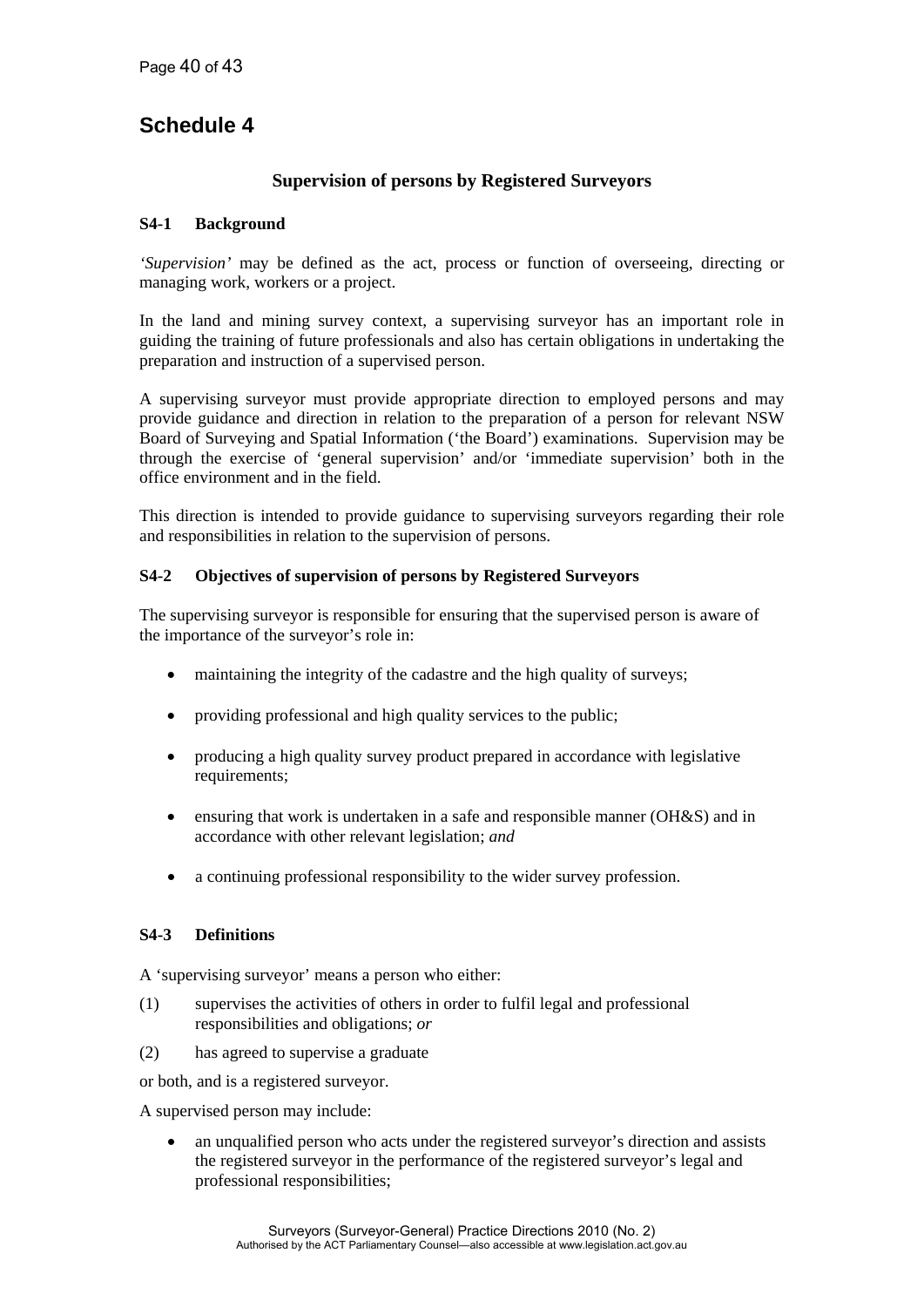# Schedule 4

## Supervision of persons by Registered Surveyors

### S4-1 Background

*'Supervision'* may be defined as the act, process or function of overseeing, directing or managing work, workers or a project.

In the land and mining survey context, a supervising surveyor has an important role in guiding the training of future professionals and also has certain obligations in undertaking the preparation and instruction of a supervised person.

A supervising surveyor must provide appropriate direction to employed persons and may provide guidance and direction in relation to the preparation of a person for relevant NSW Board of Surveying and Spatial Information ('the Board') examinations. Supervision may be through the exercise of 'general supervision' and/or 'immediate supervision' both in the office environment and in the field.

This direction is intended to provide guidance to supervising surveyors regarding their role and responsibilities in relation to the supervision of persons.

### S4-2 Objectives of supervision of persons by Registered Surveyors

The supervising surveyor is responsible for ensuring that the supervised person is aware of the importance of the surveyor's role in:

- maintaining the integrity of the cadastre and the high quality of surveys;
- providing professional and high quality services to the public;
- producing a high quality survey product prepared in accordance with legislative requirements;
- ensuring that work is undertaken in a safe and responsible manner (OH&S) and in accordance with other relevant legislation; *and*
- a continuing professional responsibility to the wider survey profession.

### S4-3 Definitions

A 'supervising surveyor' means a person who either:

(1) supervises the activities of others in order to fulfil legal and professional responsibilities and obligations; *or*

(2) has agreed to supervise a graduate

or both, and is a registered surveyor.

A supervised person may include:

- an unqualified person who acts under the registered surveyor's direction and assists the registered surveyor in the performance of the registered surveyor's legal and professional responsibilities;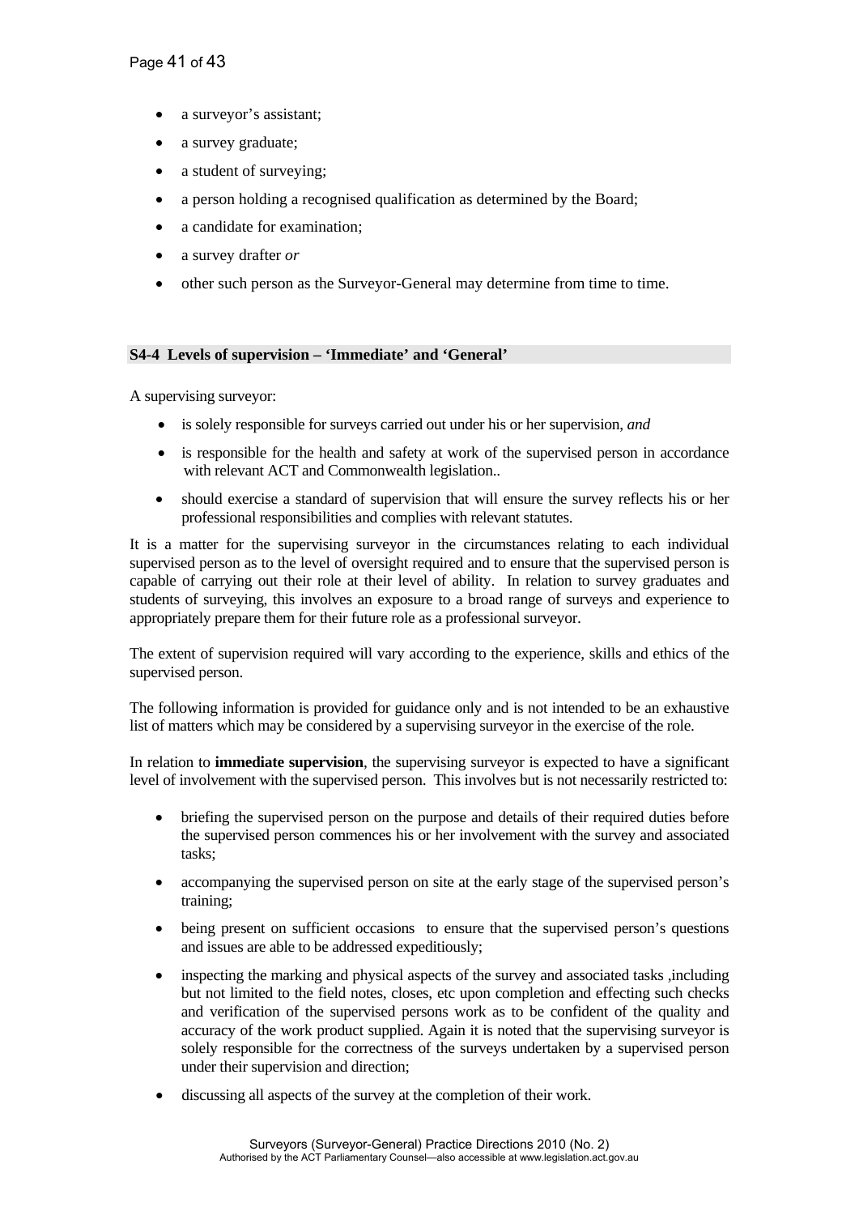- a surveyor's assistant;
- a survey graduate;
- a student of surveying;
- a person holding a recognised qualification as determined by the Board;
- a candidate for examination;
- a survey drafter *or*
- other such person as the Surveyor-General may determine from time to time.

### S4-4 Levels of supervision – 'Immediate' and 'General'

A supervising surveyor:

- is solely responsible for surveys carried out under his or her supervision, *and*
- is responsible for the health and safety at work of the supervised person in accordance with relevant ACT and Commonwealth legislation..
- should exercise a standard of supervision that will ensure the survey reflects his or her professional responsibilities and complies with relevant statutes.

It is a matter for the supervising surveyor in the circumstances relating to each individual supervised person as to the level of oversight required and to ensure that the supervised person is capable of carrying out their role at their level of ability. In relation to survey graduates and students of surveying, this involves an exposure to a broad range of surveys and experience to appropriately prepare them for their future role as a professional surveyor.

The extent of supervision required will vary according to the experience, skills and ethics of the supervised person.

The following information is provided for guidance only and is not intended to be an exhaustive list of matters which may be considered by a supervising surveyor in the exercise of the role.

In relation to **immediate supervision**, the supervising surveyor is expected to have a significant level of involvement with the supervised person. This involves but is not necessarily restricted to:

- briefing the supervised person on the purpose and details of their required duties before the supervised person commences his or her involvement with the survey and associated tasks;
- accompanying the supervised person on site at the early stage of the supervised person's training;
- being present on sufficient occasions to ensure that the supervised person's questions and issues are able to be addressed expeditiously;
- inspecting the marking and physical aspects of the survey and associated tasks ,including but not limited to the field notes, closes, etc upon completion and effecting such checks and verification of the supervised persons work as to be confident of the quality and accuracy of the work product supplied. Again it is noted that the supervising surveyor is solely responsible for the correctness of the surveys undertaken by a supervised person under their supervision and direction;
- discussing all aspects of the survey at the completion of their work.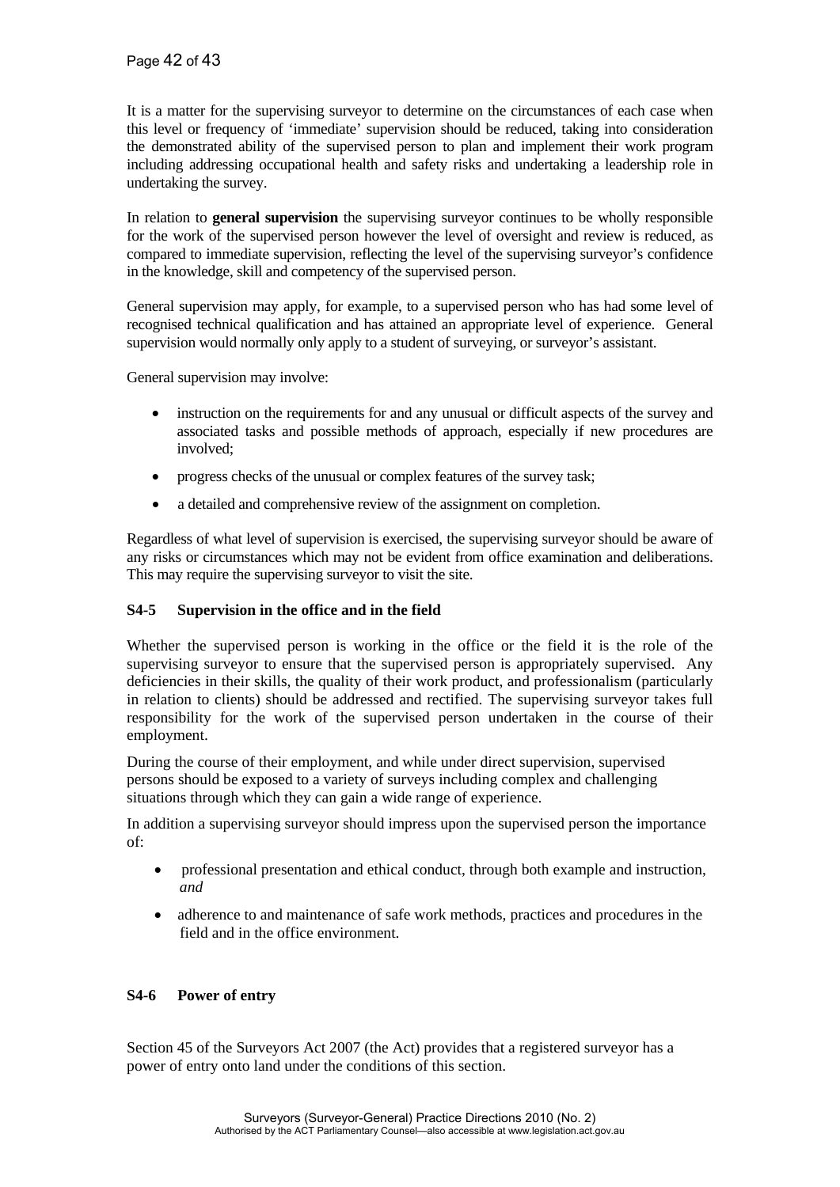It is a matter for the supervising surveyor to determine on the circumstances of each case when this level or frequency of 'immediate' supervision should be reduced, taking into consideration the demonstrated ability of the supervised person to plan and implement their work program including addressing occupational health and safety risks and undertaking a leadership role in undertaking the survey.

In relation to **general supervision** the supervising surveyor continues to be wholly responsible for the work of the supervised person however the level of oversight and review is reduced, as compared to immediate supervision, reflecting the level of the supervising surveyor's confidence in the knowledge, skill and competency of the supervised person.

General supervision may apply, for example, to a supervised person who has had some level of recognised technical qualification and has attained an appropriate level of experience. General supervision would normally only apply to a student of surveying, or surveyor's assistant.

General supervision may involve:

- instruction on the requirements for and any unusual or difficult aspects of the survey and associated tasks and possible methods of approach, especially if new procedures are involved;
- progress checks of the unusual or complex features of the survey task;
- a detailed and comprehensive review of the assignment on completion.

Regardless of what level of supervision is exercised, the supervising surveyor should be aware of any risks or circumstances which may not be evident from office examination and deliberations. This may require the supervising surveyor to visit the site.

### S4-5 Supervision in the office and in the field

Whether the supervised person is working in the office or the field it is the role of the supervising surveyor to ensure that the supervised person is appropriately supervised. Any deficiencies in their skills, the quality of their work product, and professionalism (particularly in relation to clients) should be addressed and rectified. The supervising surveyor takes full responsibility for the work of the supervised person undertaken in the course of their employment.

During the course of their employment, and while under direct supervision, supervised persons should be exposed to a variety of surveys including complex and challenging situations through which they can gain a wide range of experience.

In addition a supervising surveyor should impress upon the supervised person the importance of:

- professional presentation and ethical conduct, through both example and instruction, *and*
- adherence to and maintenance of safe work methods, practices and procedures in the field and in the office environment.

### S4-6 Power of entry

Section 45 of the Surveyors Act 2007 (the Act) provides that a registered surveyor has a power of entry onto land under the conditions of this section.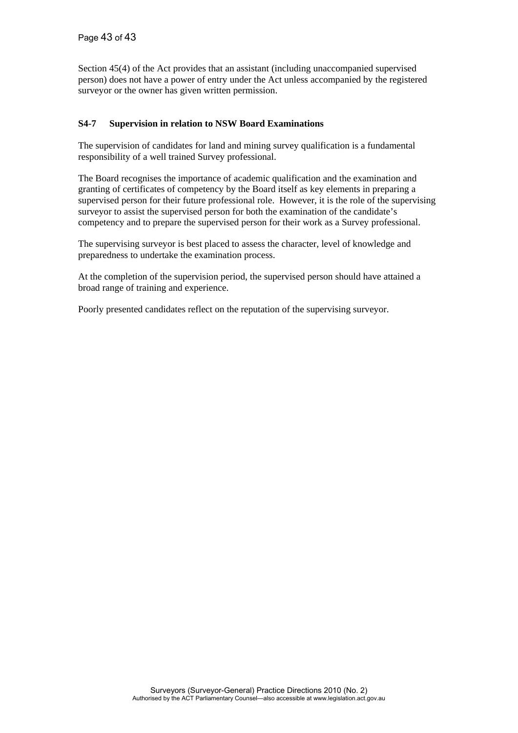Section 45(4) of the Act provides that an assistant (including unaccompanied supervised person) does not have a power of entry under the Act unless accompanied by the registered surveyor or the owner has given written permission.

### S4-7 Supervision in relation to NSW Board Examinations

The supervision of candidates for land and mining survey qualification is a fundamental responsibility of a well trained Survey professional.

The Board recognises the importance of academic qualification and the examination and granting of certificates of competency by the Board itself as key elements in preparing a supervised person for their future professional role. However, it is the role of the supervising surveyor to assist the supervised person for both the examination of the candidate's competency and to prepare the supervised person for their work as a Survey professional.

The supervising surveyor is best placed to assess the character, level of knowledge and preparedness to undertake the examination process.

At the completion of the supervision period, the supervised person should have attained a broad range of training and experience.

Poorly presented candidates reflect on the reputation of the supervising surveyor.